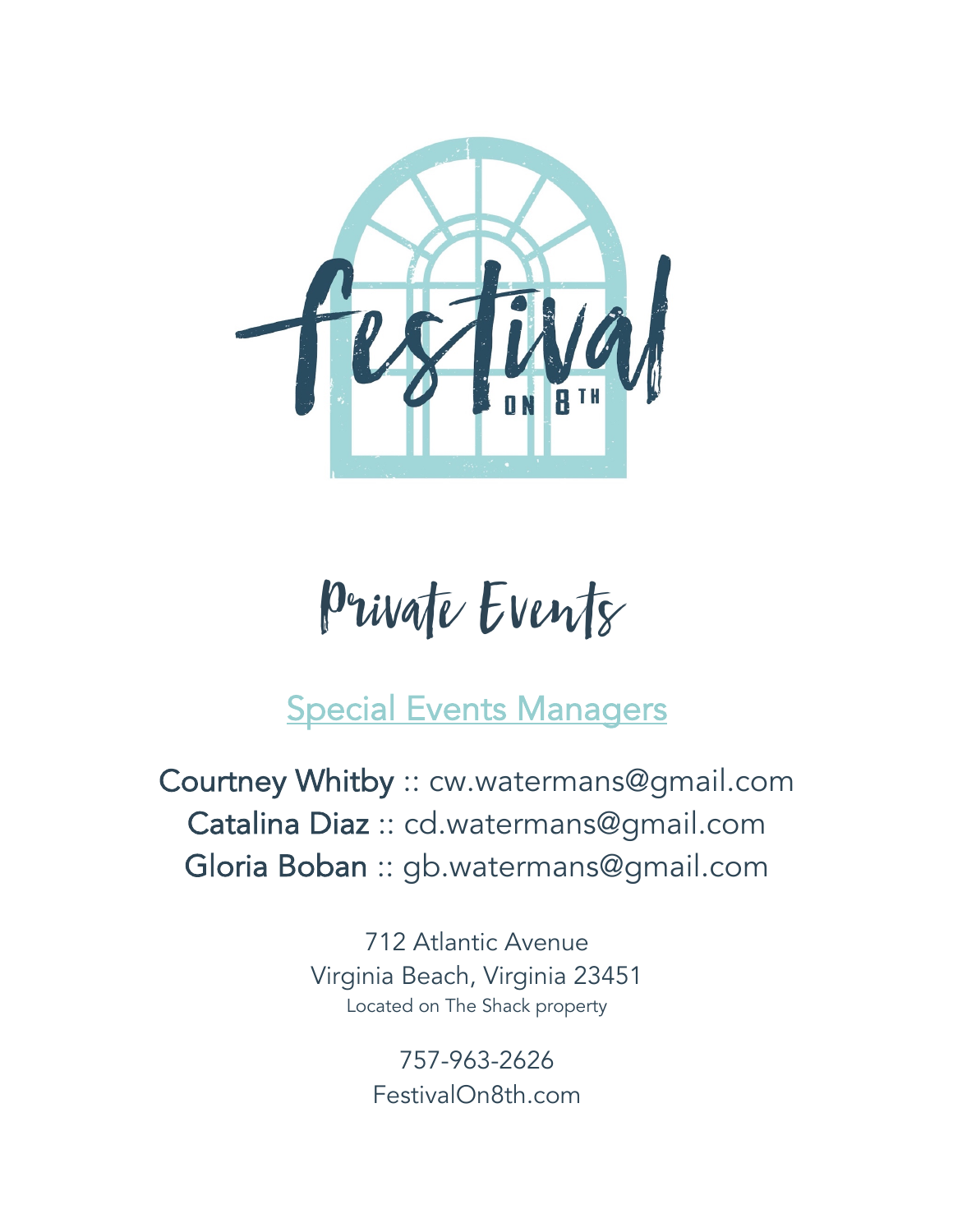# Festival on 8th

## Private Events

Special Events Managers

Courtney Whitby :: cw.watermans@gmail.com
Catalina Diaz :: cd.watermans@gmail.com
Gloria Boban :: gb.watermans@gmail.com

712 Atlantic Avenue
Virginia Beach, Virginia 23451
Located on The Shack property

757-963-2626
FestivalOn8th.com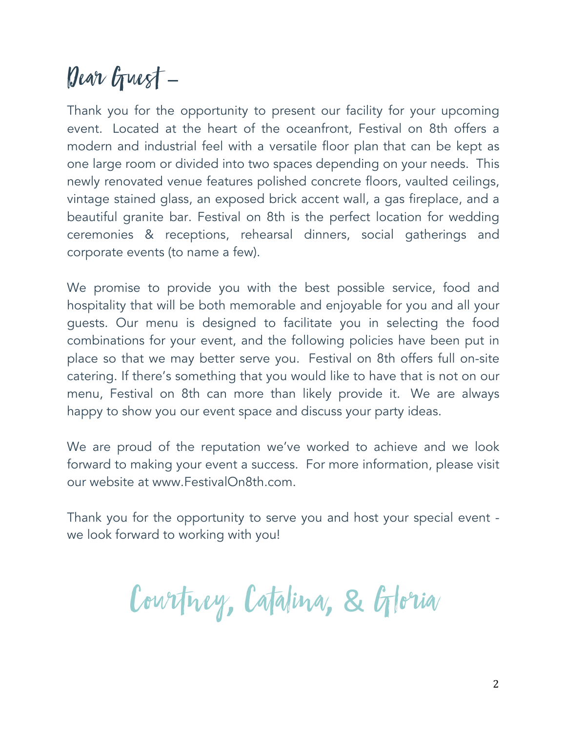# Dear Guest –

Thank you for the opportunity to present our facility for your upcoming event. Located at the heart of the oceanfront, Festival on 8th offers a modern and industrial feel with a versatile floor plan that can be kept as one large room or divided into two spaces depending on your needs. This newly renovated venue features polished concrete floors, vaulted ceilings, vintage stained glass, an exposed brick accent wall, a gas fireplace, and a beautiful granite bar. Festival on 8th is the perfect location for wedding ceremonies & receptions, rehearsal dinners, social gatherings and corporate events (to name a few).

We promise to provide you with the best possible service, food and hospitality that will be both memorable and enjoyable for you and all your guests. Our menu is designed to facilitate you in selecting the food combinations for your event, and the following policies have been put in place so that we may better serve you. Festival on 8th offers full on-site catering. If there's something that you would like to have that is not on our menu, Festival on 8th can more than likely provide it. We are always happy to show you our event space and discuss your party ideas.

We are proud of the reputation we've worked to achieve and we look forward to making your event a success. For more information, please visit our website at www.FestivalOn8th.com.

Thank you for the opportunity to serve you and host your special event - we look forward to working with you!

Courtney, Catalina, & Gloria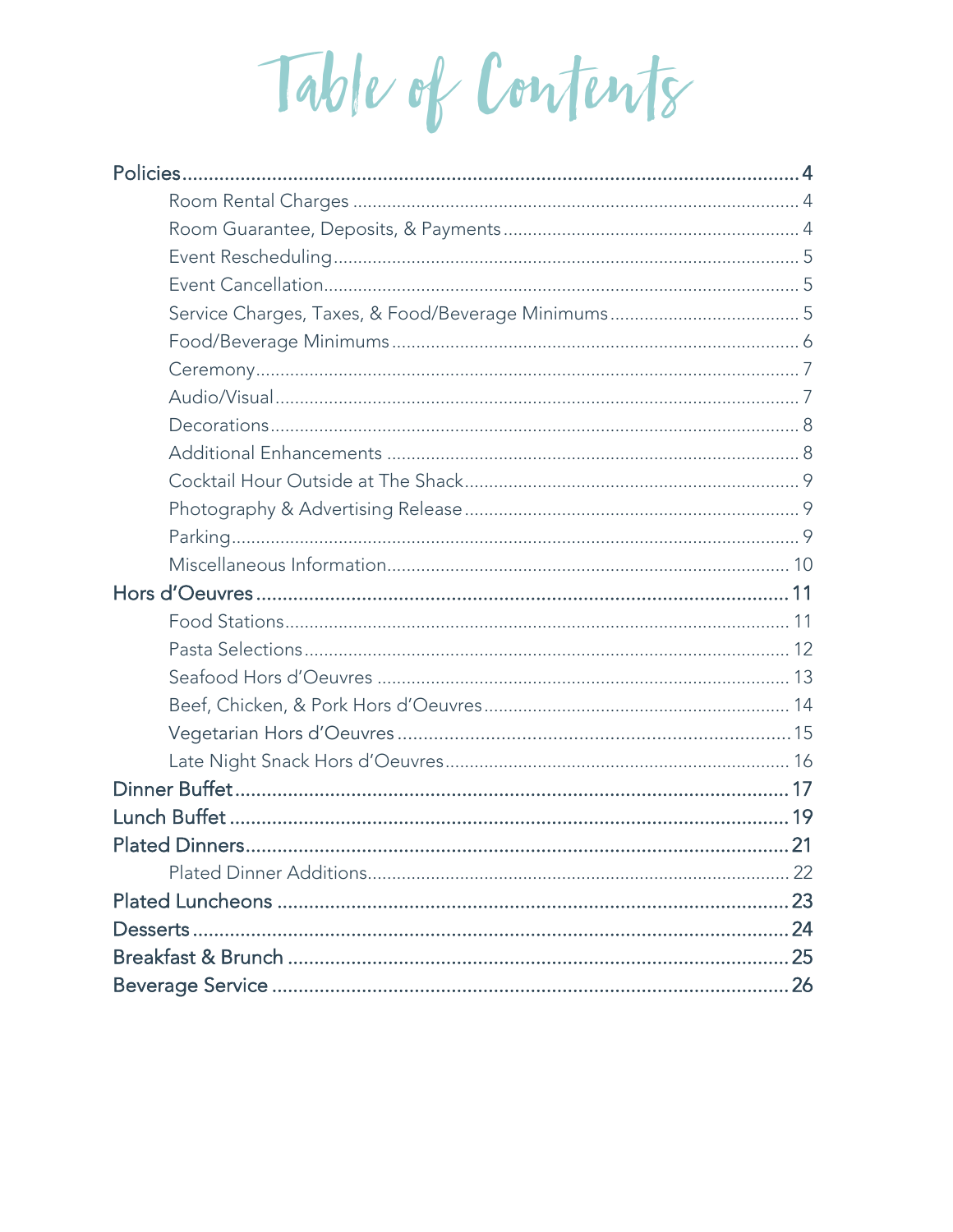# Table of Contents

- **Policies** ........ 4
  - Room Rental Charges ........ 4
  - Room Guarantee, Deposits, & Payments ........ 4
  - Event Rescheduling ........ 5
  - Event Cancellation ........ 5
  - Service Charges, Taxes, & Food/Beverage Minimums ........ 5
  - Food/Beverage Minimums ........ 6
  - Ceremony ........ 7
  - Audio/Visual ........ 7
  - Decorations ........ 8
  - Additional Enhancements ........ 8
  - Cocktail Hour Outside at The Shack ........ 9
  - Photography & Advertising Release ........ 9
  - Parking ........ 9
  - Miscellaneous Information ........ 10
- **Hors d'Oeuvres** ........ 11
  - Food Stations ........ 11
  - Pasta Selections ........ 12
  - Seafood Hors d'Oeuvres ........ 13
  - Beef, Chicken, & Pork Hors d'Oeuvres ........ 14
  - Vegetarian Hors d'Oeuvres ........ 15
  - Late Night Snack Hors d'Oeuvres ........ 16
- **Dinner Buffet** ........ 17
- **Lunch Buffet** ........ 19
- **Plated Dinners** ........ 21
  - Plated Dinner Additions ........ 22
- **Plated Luncheons** ........ 23
- **Desserts** ........ 24
- **Breakfast & Brunch** ........ 25
- **Beverage Service** ........ 26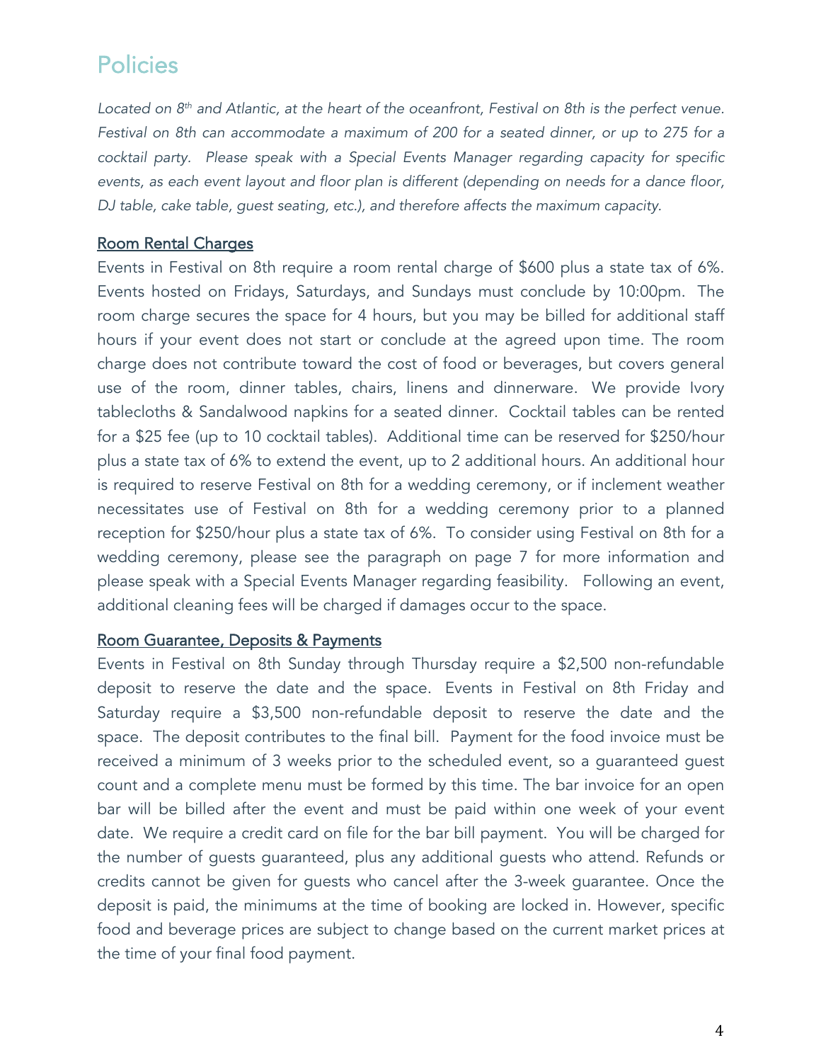## Policies

*Located on 8th and Atlantic, at the heart of the oceanfront, Festival on 8th is the perfect venue. Festival on 8th can accommodate a maximum of 200 for a seated dinner, or up to 275 for a cocktail party. Please speak with a Special Events Manager regarding capacity for specific events, as each event layout and floor plan is different (depending on needs for a dance floor, DJ table, cake table, guest seating, etc.), and therefore affects the maximum capacity.*

### Room Rental Charges

Events in Festival on 8th require a room rental charge of $600 plus a state tax of 6%. Events hosted on Fridays, Saturdays, and Sundays must conclude by 10:00pm. The room charge secures the space for 4 hours, but you may be billed for additional staff hours if your event does not start or conclude at the agreed upon time. The room charge does not contribute toward the cost of food or beverages, but covers general use of the room, dinner tables, chairs, linens and dinnerware. We provide Ivory tablecloths & Sandalwood napkins for a seated dinner. Cocktail tables can be rented for a $25 fee (up to 10 cocktail tables). Additional time can be reserved for $250/hour plus a state tax of 6% to extend the event, up to 2 additional hours. An additional hour is required to reserve Festival on 8th for a wedding ceremony, or if inclement weather necessitates use of Festival on 8th for a wedding ceremony prior to a planned reception for $250/hour plus a state tax of 6%. To consider using Festival on 8th for a wedding ceremony, please see the paragraph on page 7 for more information and please speak with a Special Events Manager regarding feasibility. Following an event, additional cleaning fees will be charged if damages occur to the space.

### Room Guarantee, Deposits & Payments

Events in Festival on 8th Sunday through Thursday require a $2,500 non-refundable deposit to reserve the date and the space. Events in Festival on 8th Friday and Saturday require a $3,500 non-refundable deposit to reserve the date and the space. The deposit contributes to the final bill. Payment for the food invoice must be received a minimum of 3 weeks prior to the scheduled event, so a guaranteed guest count and a complete menu must be formed by this time. The bar invoice for an open bar will be billed after the event and must be paid within one week of your event date. We require a credit card on file for the bar bill payment. You will be charged for the number of guests guaranteed, plus any additional guests who attend. Refunds or credits cannot be given for guests who cancel after the 3-week guarantee. Once the deposit is paid, the minimums at the time of booking are locked in. However, specific food and beverage prices are subject to change based on the current market prices at the time of your final food payment.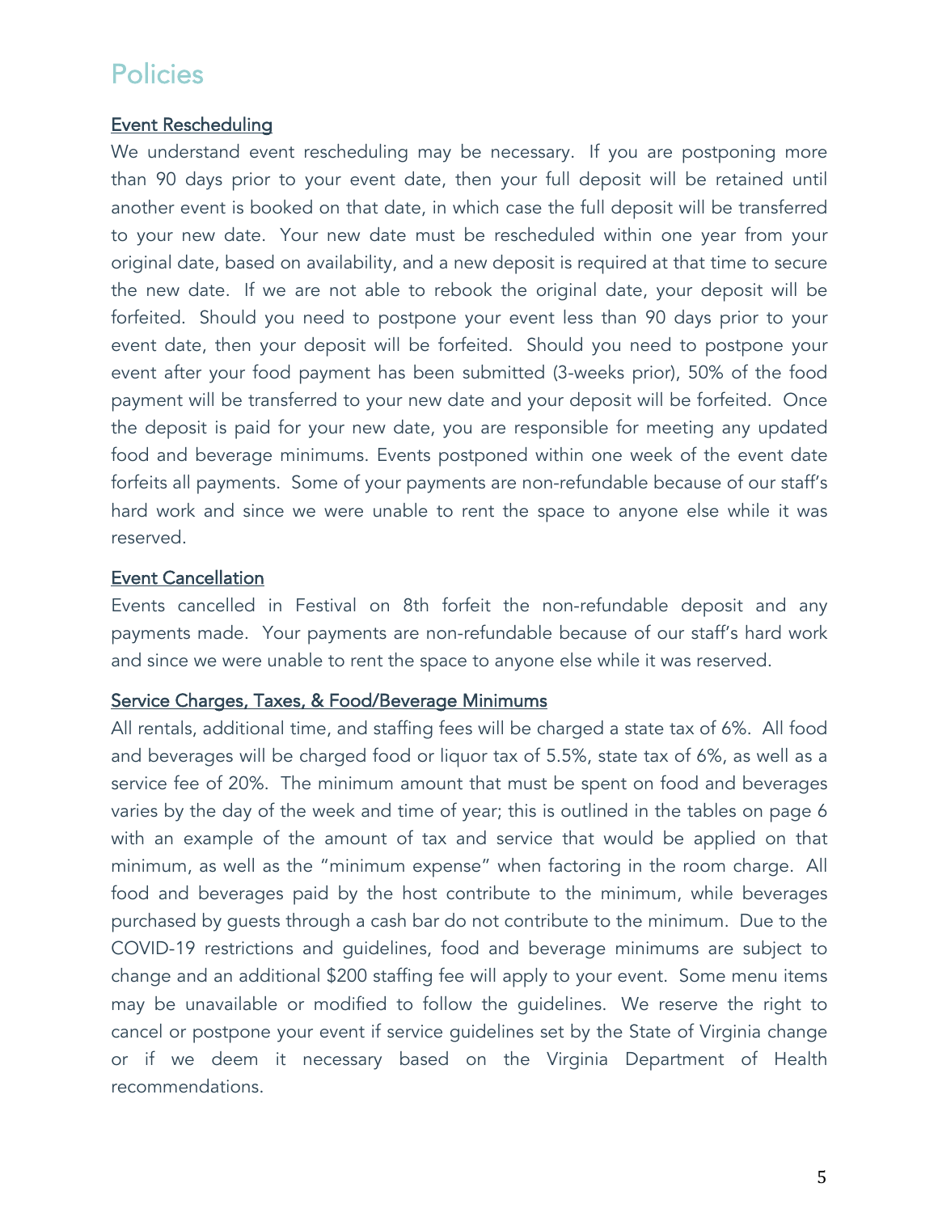# Policies

## Event Rescheduling

We understand event rescheduling may be necessary. If you are postponing more than 90 days prior to your event date, then your full deposit will be retained until another event is booked on that date, in which case the full deposit will be transferred to your new date. Your new date must be rescheduled within one year from your original date, based on availability, and a new deposit is required at that time to secure the new date. If we are not able to rebook the original date, your deposit will be forfeited. Should you need to postpone your event less than 90 days prior to your event date, then your deposit will be forfeited. Should you need to postpone your event after your food payment has been submitted (3-weeks prior), 50% of the food payment will be transferred to your new date and your deposit will be forfeited. Once the deposit is paid for your new date, you are responsible for meeting any updated food and beverage minimums. Events postponed within one week of the event date forfeits all payments. Some of your payments are non-refundable because of our staff's hard work and since we were unable to rent the space to anyone else while it was reserved.

## Event Cancellation

Events cancelled in Festival on 8th forfeit the non-refundable deposit and any payments made. Your payments are non-refundable because of our staff's hard work and since we were unable to rent the space to anyone else while it was reserved.

## Service Charges, Taxes, & Food/Beverage Minimums

All rentals, additional time, and staffing fees will be charged a state tax of 6%. All food and beverages will be charged food or liquor tax of 5.5%, state tax of 6%, as well as a service fee of 20%. The minimum amount that must be spent on food and beverages varies by the day of the week and time of year; this is outlined in the tables on page 6 with an example of the amount of tax and service that would be applied on that minimum, as well as the "minimum expense" when factoring in the room charge. All food and beverages paid by the host contribute to the minimum, while beverages purchased by guests through a cash bar do not contribute to the minimum. Due to the COVID-19 restrictions and guidelines, food and beverage minimums are subject to change and an additional $200 staffing fee will apply to your event. Some menu items may be unavailable or modified to follow the guidelines. We reserve the right to cancel or postpone your event if service guidelines set by the State of Virginia change or if we deem it necessary based on the Virginia Department of Health recommendations.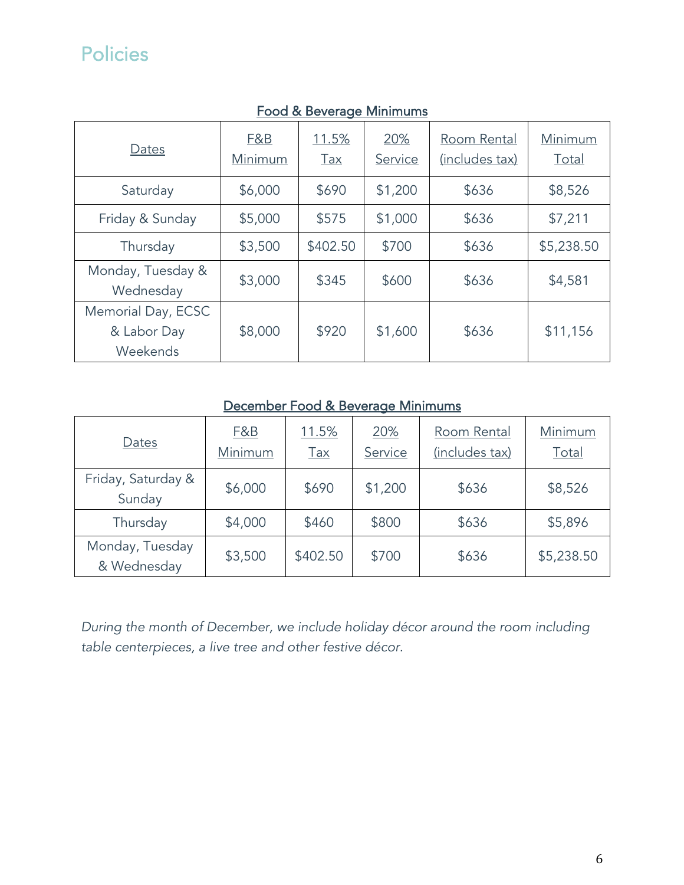# Policies

**Food & Beverage Minimums**

| Dates | F&B Minimum | 11.5% Tax | 20% Service | Room Rental (includes tax) | Minimum Total |
|---|---|---|---|---|---|
| Saturday | $6,000 | $690 | $1,200 | $636 | $8,526 |
| Friday & Sunday | $5,000 | $575 | $1,000 | $636 | $7,211 |
| Thursday | $3,500 | $402.50 | $700 | $636 | $5,238.50 |
| Monday, Tuesday & Wednesday | $3,000 | $345 | $600 | $636 | $4,581 |
| Memorial Day, ECSC & Labor Day Weekends | $8,000 | $920 | $1,600 | $636 | $11,156 |

**December Food & Beverage Minimums**

| Dates | F&B Minimum | 11.5% Tax | 20% Service | Room Rental (includes tax) | Minimum Total |
|---|---|---|---|---|---|
| Friday, Saturday & Sunday | $6,000 | $690 | $1,200 | $636 | $8,526 |
| Thursday | $4,000 | $460 | $800 | $636 | $5,896 |
| Monday, Tuesday & Wednesday | $3,500 | $402.50 | $700 | $636 | $5,238.50 |

*During the month of December, we include holiday décor around the room including table centerpieces, a live tree and other festive décor.*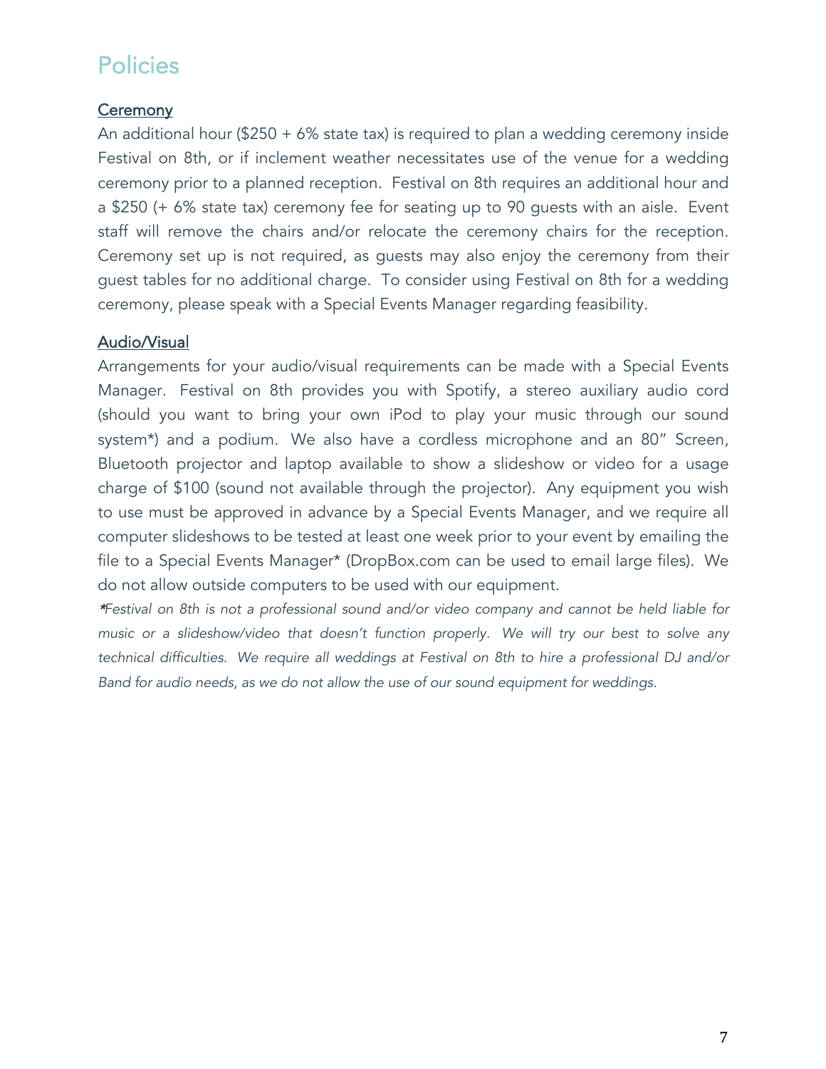# Policies

## Ceremony

An additional hour ($250 + 6% state tax) is required to plan a wedding ceremony inside Festival on 8th, or if inclement weather necessitates use of the venue for a wedding ceremony prior to a planned reception. Festival on 8th requires an additional hour and a $250 (+ 6% state tax) ceremony fee for seating up to 90 guests with an aisle. Event staff will remove the chairs and/or relocate the ceremony chairs for the reception. Ceremony set up is not required, as guests may also enjoy the ceremony from their guest tables for no additional charge. To consider using Festival on 8th for a wedding ceremony, please speak with a Special Events Manager regarding feasibility.

## Audio/Visual

Arrangements for your audio/visual requirements can be made with a Special Events Manager. Festival on 8th provides you with Spotify, a stereo auxiliary audio cord (should you want to bring your own iPod to play your music through our sound system*) and a podium. We also have a cordless microphone and an 80" Screen, Bluetooth projector and laptop available to show a slideshow or video for a usage charge of $100 (sound not available through the projector). Any equipment you wish to use must be approved in advance by a Special Events Manager, and we require all computer slideshows to be tested at least one week prior to your event by emailing the file to a Special Events Manager* (DropBox.com can be used to email large files). We do not allow outside computers to be used with our equipment.

*\*Festival on 8th is not a professional sound and/or video company and cannot be held liable for music or a slideshow/video that doesn't function properly. We will try our best to solve any technical difficulties. We require all weddings at Festival on 8th to hire a professional DJ and/or Band for audio needs, as we do not allow the use of our sound equipment for weddings.*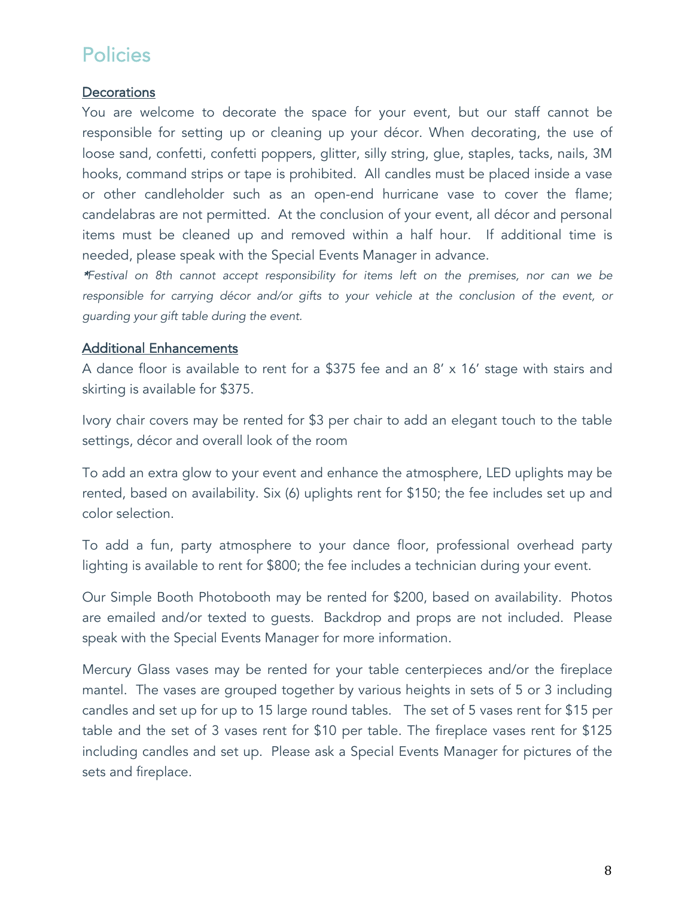# Policies

## Decorations

You are welcome to decorate the space for your event, but our staff cannot be responsible for setting up or cleaning up your décor. When decorating, the use of loose sand, confetti, confetti poppers, glitter, silly string, glue, staples, tacks, nails, 3M hooks, command strips or tape is prohibited. All candles must be placed inside a vase or other candleholder such as an open-end hurricane vase to cover the flame; candelabras are not permitted. At the conclusion of your event, all décor and personal items must be cleaned up and removed within a half hour. If additional time is needed, please speak with the Special Events Manager in advance.

**Festival on 8th cannot accept responsibility for items left on the premises, nor can we be responsible for carrying décor and/or gifts to your vehicle at the conclusion of the event, or guarding your gift table during the event.*

## Additional Enhancements

A dance floor is available to rent for a $375 fee and an 8' x 16' stage with stairs and skirting is available for $375.

Ivory chair covers may be rented for $3 per chair to add an elegant touch to the table settings, décor and overall look of the room

To add an extra glow to your event and enhance the atmosphere, LED uplights may be rented, based on availability. Six (6) uplights rent for $150; the fee includes set up and color selection.

To add a fun, party atmosphere to your dance floor, professional overhead party lighting is available to rent for $800; the fee includes a technician during your event.

Our Simple Booth Photobooth may be rented for $200, based on availability. Photos are emailed and/or texted to guests. Backdrop and props are not included. Please speak with the Special Events Manager for more information.

Mercury Glass vases may be rented for your table centerpieces and/or the fireplace mantel. The vases are grouped together by various heights in sets of 5 or 3 including candles and set up for up to 15 large round tables. The set of 5 vases rent for $15 per table and the set of 3 vases rent for $10 per table. The fireplace vases rent for $125 including candles and set up. Please ask a Special Events Manager for pictures of the sets and fireplace.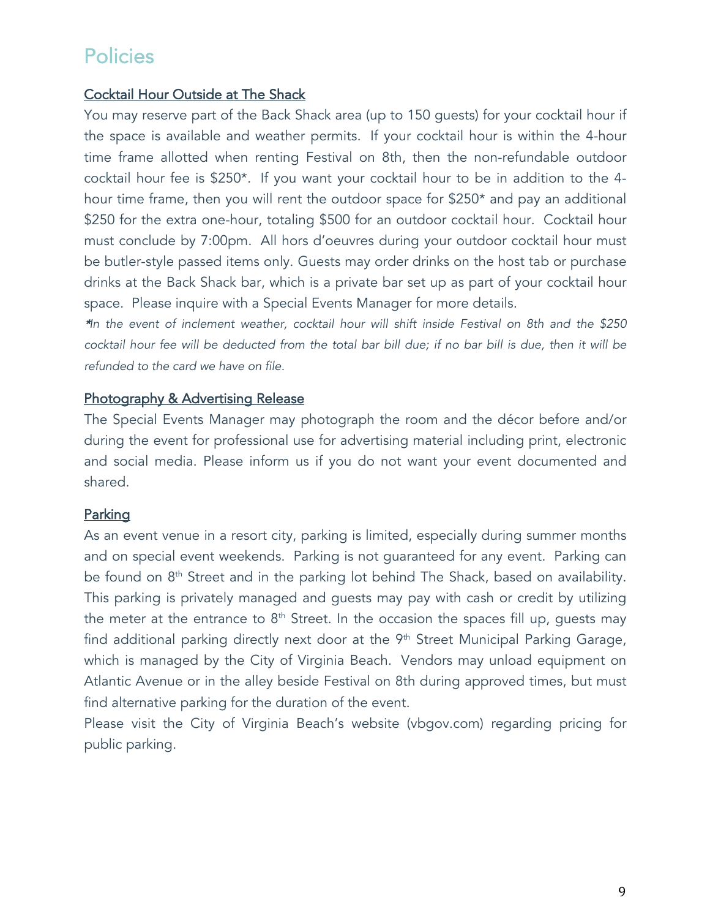# Policies

## Cocktail Hour Outside at The Shack

You may reserve part of the Back Shack area (up to 150 guests) for your cocktail hour if the space is available and weather permits. If your cocktail hour is within the 4-hour time frame allotted when renting Festival on 8th, then the non-refundable outdoor cocktail hour fee is $250*. If you want your cocktail hour to be in addition to the 4-hour time frame, then you will rent the outdoor space for $250* and pay an additional $250 for the extra one-hour, totaling $500 for an outdoor cocktail hour. Cocktail hour must conclude by 7:00pm. All hors d'oeuvres during your outdoor cocktail hour must be butler-style passed items only. Guests may order drinks on the host tab or purchase drinks at the Back Shack bar, which is a private bar set up as part of your cocktail hour space. Please inquire with a Special Events Manager for more details.

*\*In the event of inclement weather, cocktail hour will shift inside Festival on 8th and the $250 cocktail hour fee will be deducted from the total bar bill due; if no bar bill is due, then it will be refunded to the card we have on file.*

## Photography & Advertising Release

The Special Events Manager may photograph the room and the décor before and/or during the event for professional use for advertising material including print, electronic and social media. Please inform us if you do not want your event documented and shared.

## Parking

As an event venue in a resort city, parking is limited, especially during summer months and on special event weekends. Parking is not guaranteed for any event. Parking can be found on 8th Street and in the parking lot behind The Shack, based on availability. This parking is privately managed and guests may pay with cash or credit by utilizing the meter at the entrance to 8th Street. In the occasion the spaces fill up, guests may find additional parking directly next door at the 9th Street Municipal Parking Garage, which is managed by the City of Virginia Beach. Vendors may unload equipment on Atlantic Avenue or in the alley beside Festival on 8th during approved times, but must find alternative parking for the duration of the event.

Please visit the City of Virginia Beach's website (vbgov.com) regarding pricing for public parking.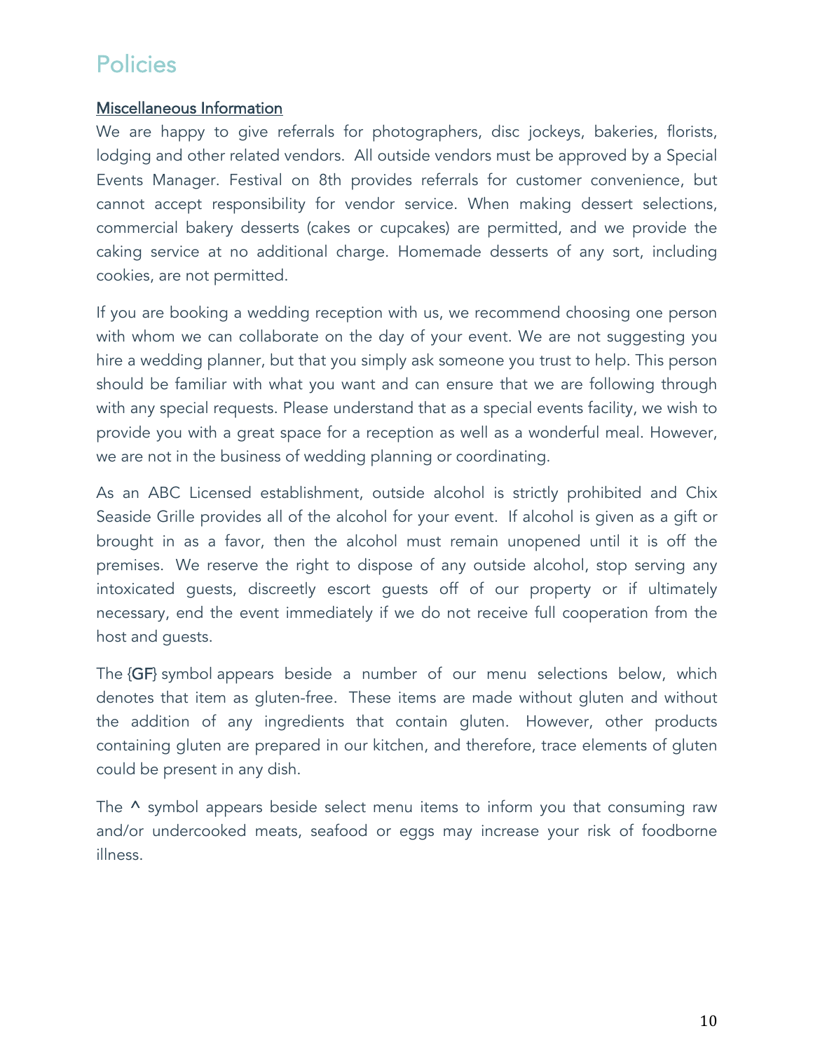# Policies

<u>Miscellaneous Information</u>

We are happy to give referrals for photographers, disc jockeys, bakeries, florists, lodging and other related vendors. All outside vendors must be approved by a Special Events Manager. Festival on 8th provides referrals for customer convenience, but cannot accept responsibility for vendor service. When making dessert selections, commercial bakery desserts (cakes or cupcakes) are permitted, and we provide the caking service at no additional charge. Homemade desserts of any sort, including cookies, are not permitted.

If you are booking a wedding reception with us, we recommend choosing one person with whom we can collaborate on the day of your event. We are not suggesting you hire a wedding planner, but that you simply ask someone you trust to help. This person should be familiar with what you want and can ensure that we are following through with any special requests. Please understand that as a special events facility, we wish to provide you with a great space for a reception as well as a wonderful meal. However, we are not in the business of wedding planning or coordinating.

As an ABC Licensed establishment, outside alcohol is strictly prohibited and Chix Seaside Grille provides all of the alcohol for your event. If alcohol is given as a gift or brought in as a favor, then the alcohol must remain unopened until it is off the premises. We reserve the right to dispose of any outside alcohol, stop serving any intoxicated guests, discreetly escort guests off of our property or if ultimately necessary, end the event immediately if we do not receive full cooperation from the host and guests.

The {GF} symbol appears beside a number of our menu selections below, which denotes that item as gluten-free. These items are made without gluten and without the addition of any ingredients that contain gluten. However, other products containing gluten are prepared in our kitchen, and therefore, trace elements of gluten could be present in any dish.

The ^ symbol appears beside select menu items to inform you that consuming raw and/or undercooked meats, seafood or eggs may increase your risk of foodborne illness.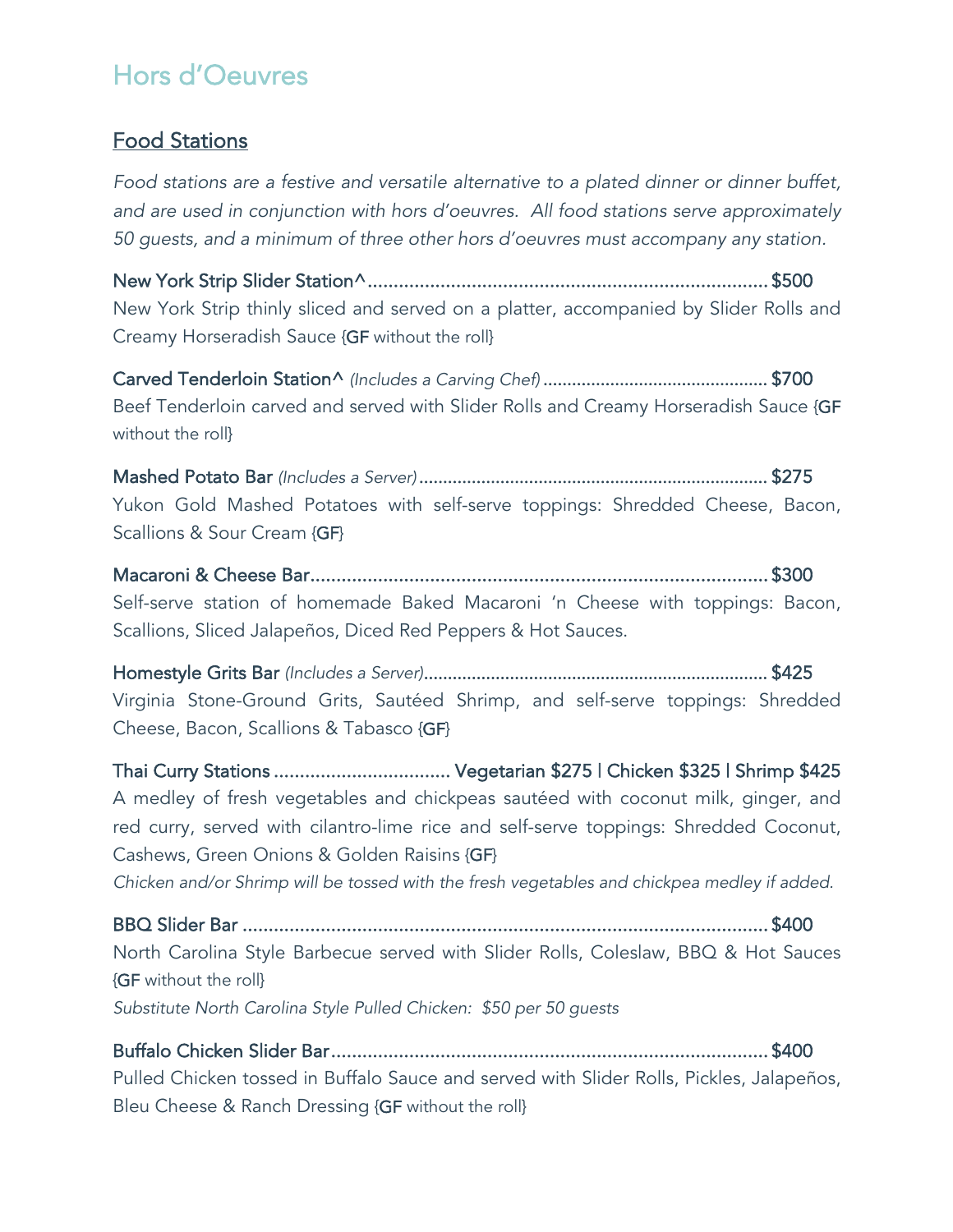# Hors d'Oeuvres

## Food Stations

*Food stations are a festive and versatile alternative to a plated dinner or dinner buffet, and are used in conjunction with hors d'oeuvres. All food stations serve approximately 50 guests, and a minimum of three other hors d'oeuvres must accompany any station.*

**New York Strip Slider Station^** ............................................................................. $500
New York Strip thinly sliced and served on a platter, accompanied by Slider Rolls and Creamy Horseradish Sauce {GF without the roll}

**Carved Tenderloin Station^** *(Includes a Carving Chef)* ............................................. $700
Beef Tenderloin carved and served with Slider Rolls and Creamy Horseradish Sauce {GF without the roll}

**Mashed Potato Bar** *(Includes a Server)* ........................................................................ $275
Yukon Gold Mashed Potatoes with self-serve toppings: Shredded Cheese, Bacon, Scallions & Sour Cream {GF}

**Macaroni & Cheese Bar** ........................................................................................ $300
Self-serve station of homemade Baked Macaroni 'n Cheese with toppings: Bacon, Scallions, Sliced Jalapeños, Diced Red Peppers & Hot Sauces.

**Homestyle Grits Bar** *(Includes a Server)* ...................................................................... $425
Virginia Stone-Ground Grits, Sautéed Shrimp, and self-serve toppings: Shredded Cheese, Bacon, Scallions & Tabasco {GF}

**Thai Curry Stations** .................................. Vegetarian $275 | Chicken $325 | Shrimp $425
A medley of fresh vegetables and chickpeas sautéed with coconut milk, ginger, and red curry, served with cilantro-lime rice and self-serve toppings: Shredded Coconut, Cashews, Green Onions & Golden Raisins {GF}
*Chicken and/or Shrimp will be tossed with the fresh vegetables and chickpea medley if added.*

**BBQ Slider Bar** ..................................................................................................... $400
North Carolina Style Barbecue served with Slider Rolls, Coleslaw, BBQ & Hot Sauces {GF without the roll}
*Substitute North Carolina Style Pulled Chicken: $50 per 50 guests*

**Buffalo Chicken Slider Bar** .................................................................................... $400
Pulled Chicken tossed in Buffalo Sauce and served with Slider Rolls, Pickles, Jalapeños, Bleu Cheese & Ranch Dressing {GF without the roll}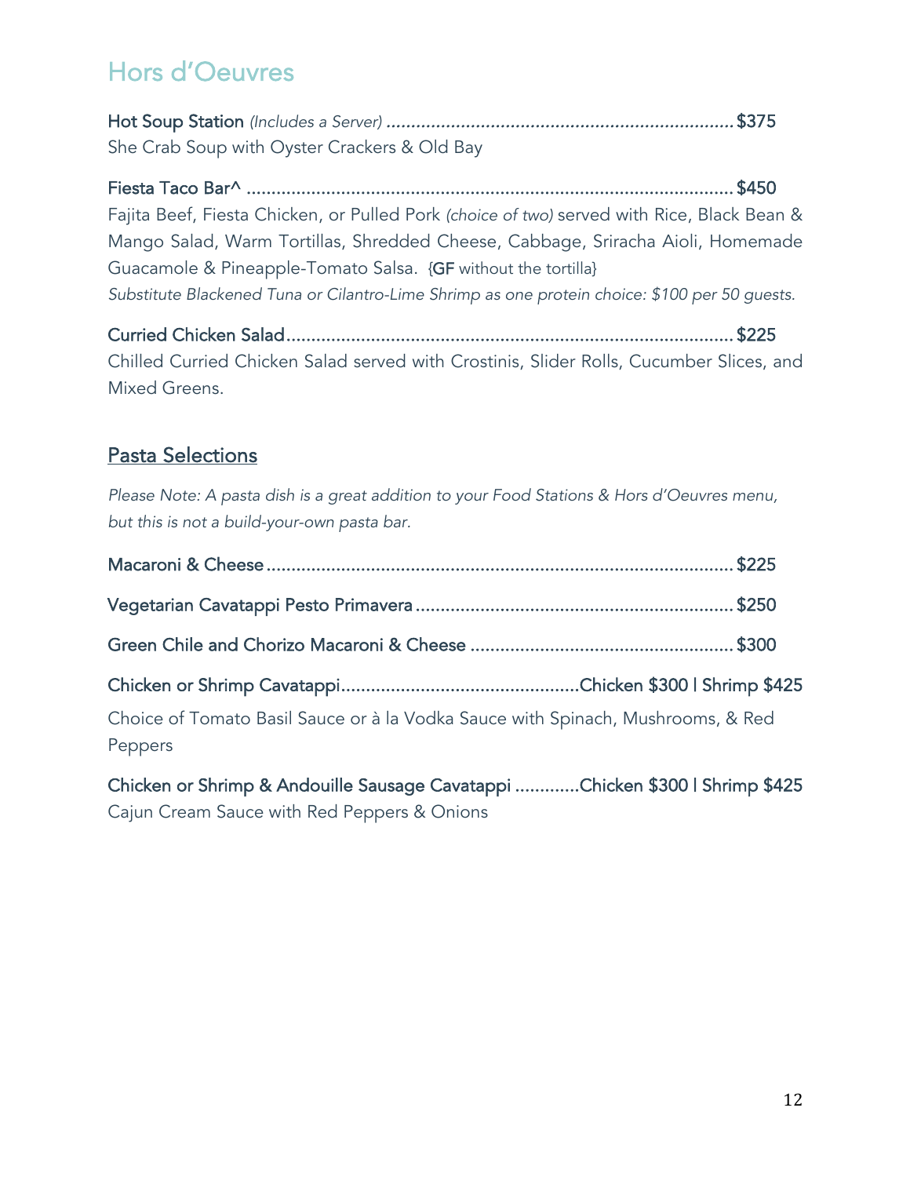# Hors d'Oeuvres

**Hot Soup Station** *(Includes a Server)* ........................................................................ $375
She Crab Soup with Oyster Crackers & Old Bay

**Fiesta Taco Bar^** ................................................................................................. $450
Fajita Beef, Fiesta Chicken, or Pulled Pork *(choice of two)* served with Rice, Black Bean & Mango Salad, Warm Tortillas, Shredded Cheese, Cabbage, Sriracha Aioli, Homemade Guacamole & Pineapple-Tomato Salsa. {**GF** without the tortilla}
*Substitute Blackened Tuna or Cilantro-Lime Shrimp as one protein choice: $100 per 50 guests.*

**Curried Chicken Salad**......................................................................................... $225
Chilled Curried Chicken Salad served with Crostinis, Slider Rolls, Cucumber Slices, and Mixed Greens.

## Pasta Selections

*Please Note: A pasta dish is a great addition to your Food Stations & Hors d'Oeuvres menu, but this is not a build-your-own pasta bar.*

**Macaroni & Cheese** ............................................................................................. $225

**Vegetarian Cavatappi Pesto Primavera** ............................................................... $250

**Green Chile and Chorizo Macaroni & Cheese** .................................................... $300

**Chicken or Shrimp Cavatappi**...............................................Chicken $300 | Shrimp $425

Choice of Tomato Basil Sauce or à la Vodka Sauce with Spinach, Mushrooms, & Red Peppers

**Chicken or Shrimp & Andouille Sausage Cavatappi** .............Chicken $300 | Shrimp $425
Cajun Cream Sauce with Red Peppers & Onions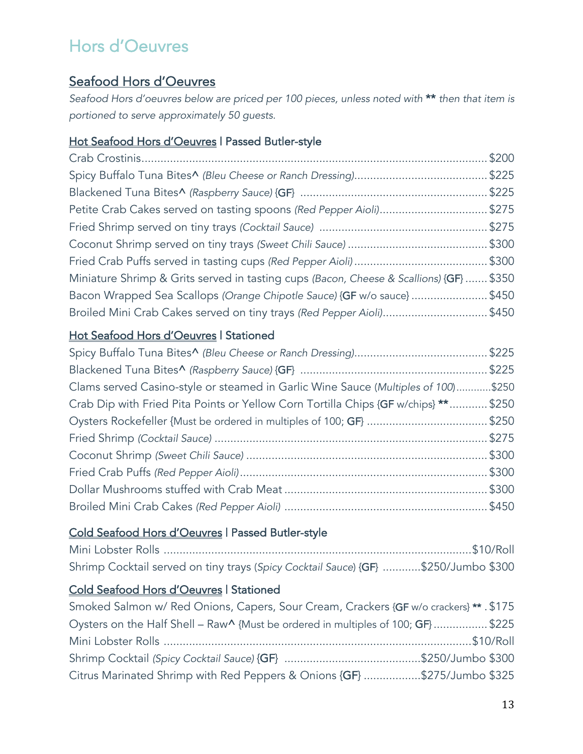# Hors d'Oeuvres

## Seafood Hors d'Oeuvres

*Seafood Hors d'oeuvres below are priced per 100 pieces, unless noted with **** then that item is portioned to serve approximately 50 guests.*

### Hot Seafood Hors d'Oeuvres | Passed Butler-style

Crab Crostinis........................................................ $200
Spicy Buffalo Tuna Bites^ *(Bleu Cheese or Ranch Dressing)*........................ $225
Blackened Tuna Bites^ *(Raspberry Sauce)* {GF} ........................ $225
Petite Crab Cakes served on tasting spoons *(Red Pepper Aioli)*........................ $275
Fried Shrimp served on tiny trays *(Cocktail Sauce)* ........................ $275
Coconut Shrimp served on tiny trays *(Sweet Chili Sauce)* ........................ $300
Fried Crab Puffs served in tasting cups *(Red Pepper Aioli)*........................ $300
Miniature Shrimp & Grits served in tasting cups *(Bacon, Cheese & Scallions)* {GF} ....... $350
Bacon Wrapped Sea Scallops *(Orange Chipotle Sauce)* {GF w/o sauce} ........................ $450
Broiled Mini Crab Cakes served on tiny trays *(Red Pepper Aioli)*........................ $450

### Hot Seafood Hors d'Oeuvres | Stationed

Spicy Buffalo Tuna Bites^ *(Bleu Cheese or Ranch Dressing)*........................ $225
Blackened Tuna Bites^ *(Raspberry Sauce)* {GF} ........................ $225
Clams served Casino-style or steamed in Garlic Wine Sauce (*Multiples of 100*)............$250
Crab Dip with Fried Pita Points or Yellow Corn Tortilla Chips {GF w/chips} **............ $250
Oysters Rockefeller {Must be ordered in multiples of 100; GF} ........................ $250
Fried Shrimp *(Cocktail Sauce)* ........................ $275
Coconut Shrimp *(Sweet Chili Sauce)* ........................ $300
Fried Crab Puffs *(Red Pepper Aioli)*........................ $300
Dollar Mushrooms stuffed with Crab Meat ........................ $300
Broiled Mini Crab Cakes *(Red Pepper Aioli)* ........................ $450

### Cold Seafood Hors d'Oeuvres | Passed Butler-style

Mini Lobster Rolls ........................................................$10/Roll
Shrimp Cocktail served on tiny trays (*Spicy Cocktail Sauce*) {GF} ............$250/Jumbo $300

### Cold Seafood Hors d'Oeuvres | Stationed

Smoked Salmon w/ Red Onions, Capers, Sour Cream, Crackers {GF w/o crackers} ** . $175
Oysters on the Half Shell – Raw^ {Must be ordered in multiples of 100; GF} ................. $225
Mini Lobster Rolls ........................................................$10/Roll
Shrimp Cocktail *(Spicy Cocktail Sauce)* {GF} ........................$250/Jumbo $300
Citrus Marinated Shrimp with Red Peppers & Onions {GF} ..................$275/Jumbo $325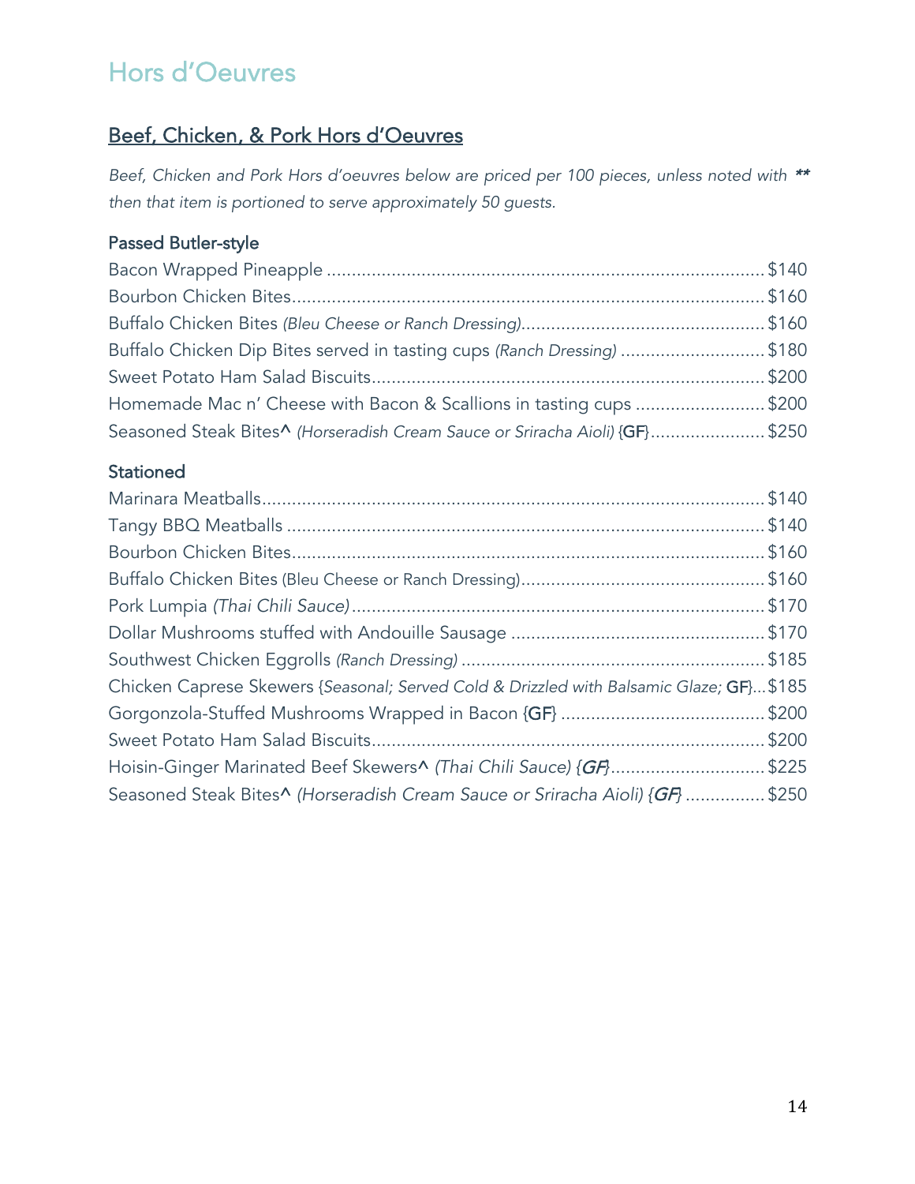# Hors d'Oeuvres

## Beef, Chicken, & Pork Hors d'Oeuvres

*Beef, Chicken and Pork Hors d'oeuvres below are priced per 100 pieces, unless noted with* **\*\*** *then that item is portioned to serve approximately 50 guests.*

### Passed Butler-style

Bacon Wrapped Pineapple ........................................ $140
Bourbon Chicken Bites........................................ $160
Buffalo Chicken Bites *(Bleu Cheese or Ranch Dressing)*........................................ $160
Buffalo Chicken Dip Bites served in tasting cups *(Ranch Dressing)* ........................................ $180
Sweet Potato Ham Salad Biscuits........................................ $200
Homemade Mac n' Cheese with Bacon & Scallions in tasting cups ........................................ $200
Seasoned Steak Bites^ *(Horseradish Cream Sauce or Sriracha Aioli)* {GF}........................................ $250

### Stationed

Marinara Meatballs........................................ $140
Tangy BBQ Meatballs ........................................ $140
Bourbon Chicken Bites........................................ $160
Buffalo Chicken Bites (Bleu Cheese or Ranch Dressing)........................................ $160
Pork Lumpia *(Thai Chili Sauce)*........................................ $170
Dollar Mushrooms stuffed with Andouille Sausage ........................................ $170
Southwest Chicken Eggrolls *(Ranch Dressing)* ........................................ $185
Chicken Caprese Skewers {*Seasonal; Served Cold & Drizzled with Balsamic Glaze;* GF}...$185
Gorgonzola-Stuffed Mushrooms Wrapped in Bacon {GF} ........................................ $200
Sweet Potato Ham Salad Biscuits........................................ $200
Hoisin-Ginger Marinated Beef Skewers^ *(Thai Chili Sauce) {GF}*........................................ $225
Seasoned Steak Bites^ *(Horseradish Cream Sauce or Sriracha Aioli) {GF}* ........................................ $250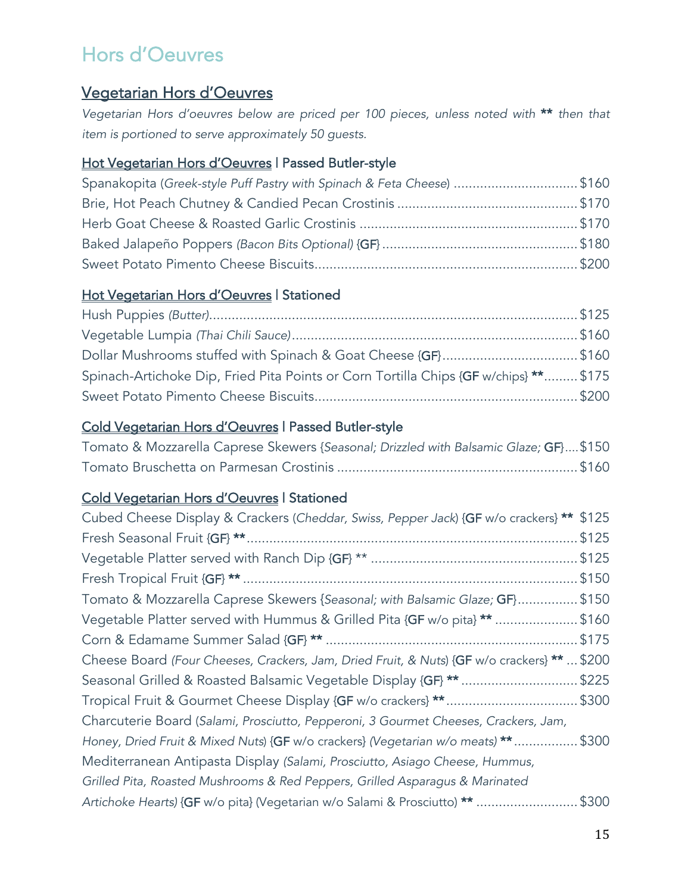# Hors d'Oeuvres

## Vegetarian Hors d'Oeuvres

*Vegetarian Hors d'oeuvres below are priced per 100 pieces, unless noted with **\*\*** then that item is portioned to serve approximately 50 guests.*

### Hot Vegetarian Hors d'Oeuvres | Passed Butler-style

- Spanakopita (*Greek-style Puff Pastry with Spinach & Feta Cheese*) ................................ $160
- Brie, Hot Peach Chutney & Candied Pecan Crostinis ................................ $170
- Herb Goat Cheese & Roasted Garlic Crostinis ................................ $170
- Baked Jalapeño Poppers *(Bacon Bits Optional)* {GF} ................................ $180
- Sweet Potato Pimento Cheese Biscuits................................ $200

### Hot Vegetarian Hors d'Oeuvres | Stationed

- Hush Puppies *(Butter)*................................ $125
- Vegetable Lumpia *(Thai Chili Sauce)*................................ $160
- Dollar Mushrooms stuffed with Spinach & Goat Cheese {GF}................................ $160
- Spinach-Artichoke Dip, Fried Pita Points or Corn Tortilla Chips {GF w/chips} **......... $175
- Sweet Potato Pimento Cheese Biscuits................................ $200

### Cold Vegetarian Hors d'Oeuvres | Passed Butler-style

- Tomato & Mozzarella Caprese Skewers {*Seasonal; Drizzled with Balsamic Glaze;* GF}.... $150
- Tomato Bruschetta on Parmesan Crostinis ................................ $160

### Cold Vegetarian Hors d'Oeuvres | Stationed

- Cubed Cheese Display & Crackers (*Cheddar, Swiss, Pepper Jack*) {GF w/o crackers} ** $125
- Fresh Seasonal Fruit {GF} **................................ $125
- Vegetable Platter served with Ranch Dip {GF} ** ................................ $125
- Fresh Tropical Fruit {GF} ** ................................ $150
- Tomato & Mozzarella Caprese Skewers {*Seasonal; with Balsamic Glaze;* GF}................ $150
- Vegetable Platter served with Hummus & Grilled Pita {GF w/o pita} ** ...................... $160
- Corn & Edamame Summer Salad {GF} ** ................................ $175
- Cheese Board *(Four Cheeses, Crackers, Jam, Dried Fruit, & Nuts)* {GF w/o crackers} ** ... $200
- Seasonal Grilled & Roasted Balsamic Vegetable Display {GF} ** ................................ $225
- Tropical Fruit & Gourmet Cheese Display {GF w/o crackers} ** ................................ $300
- Charcuterie Board (*Salami, Prosciutto, Pepperoni, 3 Gourmet Cheeses, Crackers, Jam, Honey, Dried Fruit & Mixed Nuts*) {GF w/o crackers} *(Vegetarian w/o meats)* ** ................. $300
- Mediterranean Antipasta Display *(Salami, Prosciutto, Asiago Cheese, Hummus, Grilled Pita, Roasted Mushrooms & Red Peppers, Grilled Asparagus & Marinated Artichoke Hearts)* {GF w/o pita} (Vegetarian w/o Salami & Prosciutto) ** ........................... $300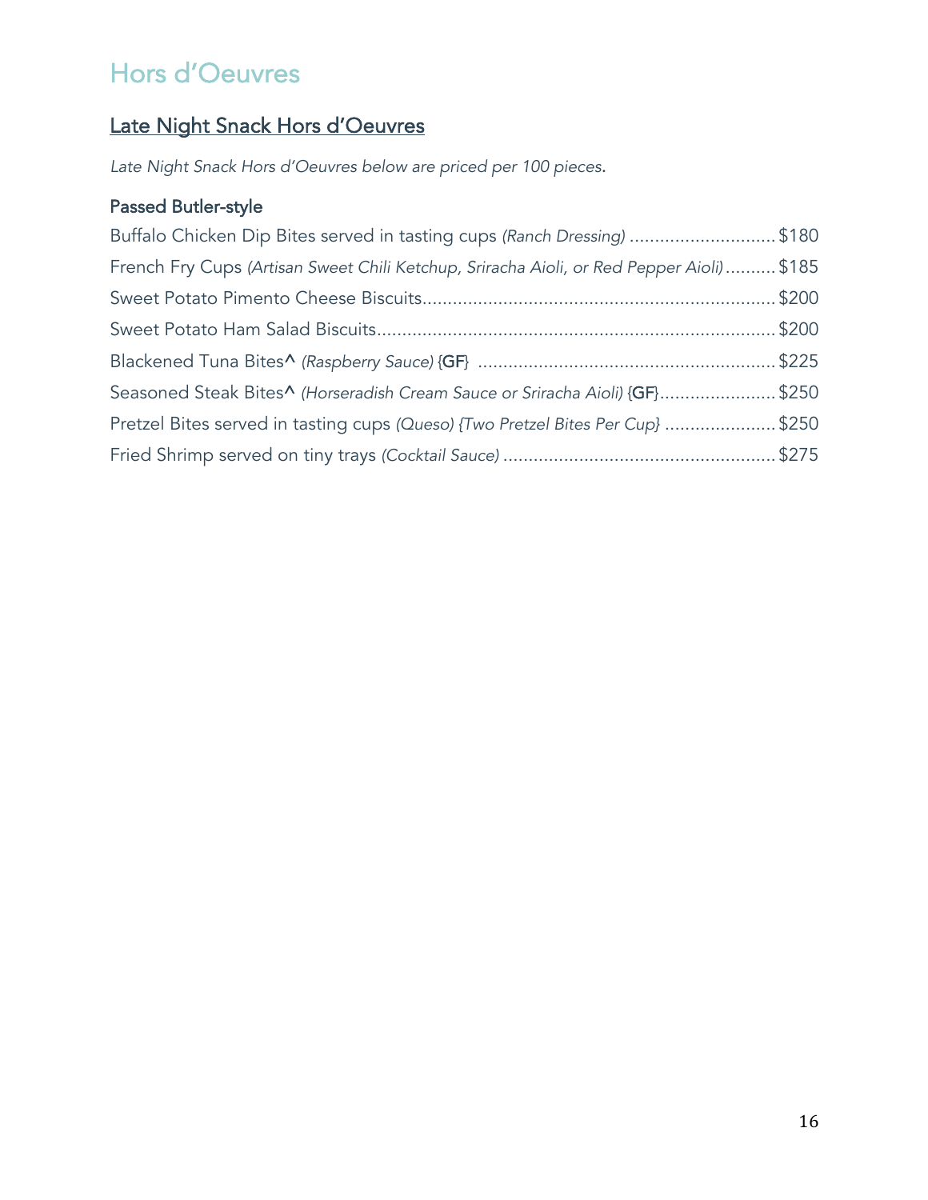# Hors d'Oeuvres

## Late Night Snack Hors d'Oeuvres

*Late Night Snack Hors d'Oeuvres below are priced per 100 pieces.*

### Passed Butler-style

Buffalo Chicken Dip Bites served in tasting cups *(Ranch Dressing)* ............................. $180

French Fry Cups *(Artisan Sweet Chili Ketchup, Sriracha Aioli, or Red Pepper Aioli)* .......... $185

Sweet Potato Pimento Cheese Biscuits..................................................................... $200

Sweet Potato Ham Salad Biscuits.............................................................................. $200

Blackened Tuna Bites^ *(Raspberry Sauce)* {GF} .......................................................... $225

Seasoned Steak Bites^ *(Horseradish Cream Sauce or Sriracha Aioli)* {GF}....................... $250

Pretzel Bites served in tasting cups *(Queso) {Two Pretzel Bites Per Cup}* ...................... $250

Fried Shrimp served on tiny trays *(Cocktail Sauce)* ..................................................... $275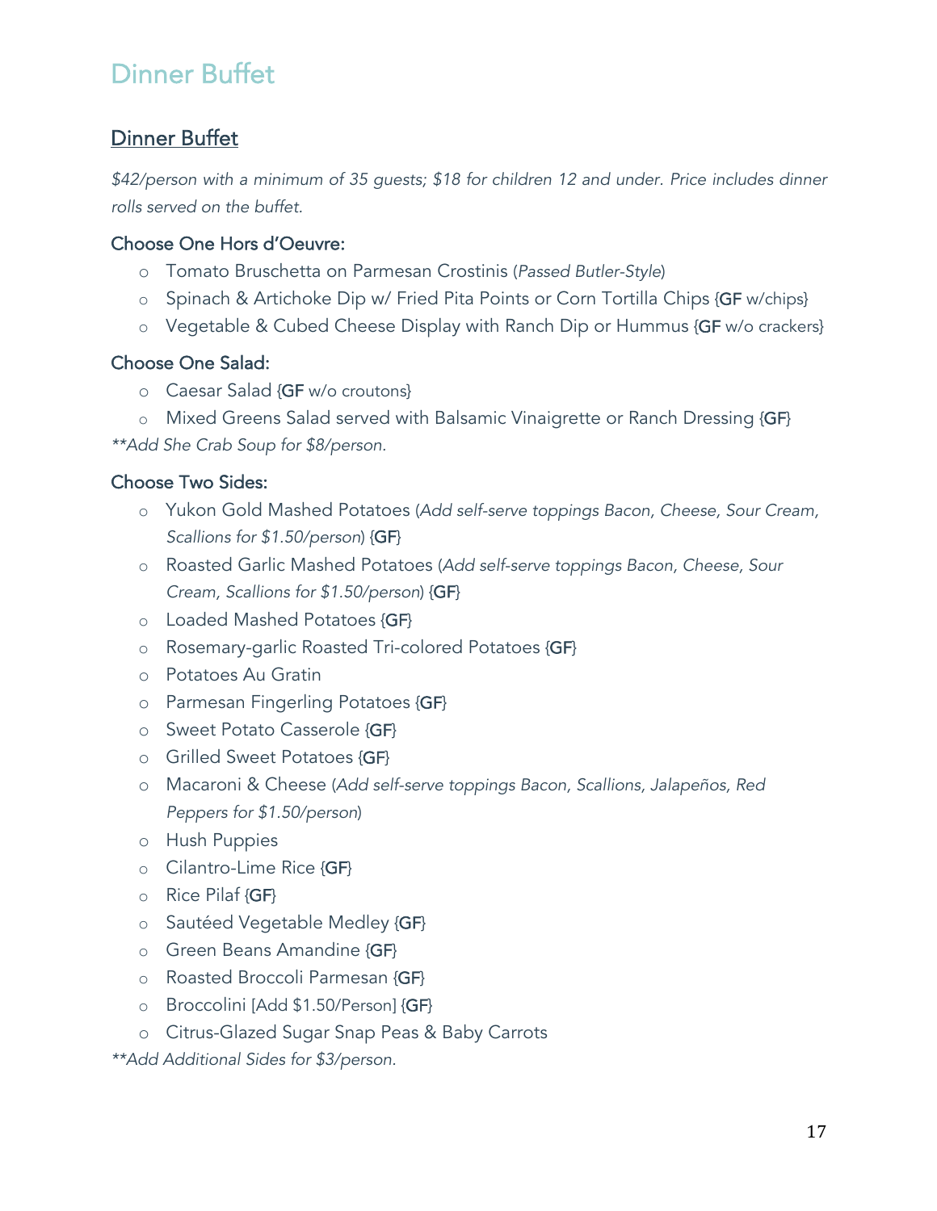# Dinner Buffet

## Dinner Buffet

*$42/person with a minimum of 35 guests; $18 for children 12 and under. Price includes dinner rolls served on the buffet.*

### Choose One Hors d'Oeuvre:

- Tomato Bruschetta on Parmesan Crostinis (*Passed Butler-Style*)
- Spinach & Artichoke Dip w/ Fried Pita Points or Corn Tortilla Chips {GF w/chips}
- Vegetable & Cubed Cheese Display with Ranch Dip or Hummus {GF w/o crackers}

### Choose One Salad:

- Caesar Salad {GF w/o croutons}
- Mixed Greens Salad served with Balsamic Vinaigrette or Ranch Dressing {GF}

*\*\*Add She Crab Soup for $8/person.*

### Choose Two Sides:

- Yukon Gold Mashed Potatoes (*Add self-serve toppings Bacon, Cheese, Sour Cream, Scallions for $1.50/person*) {GF}
- Roasted Garlic Mashed Potatoes (*Add self-serve toppings Bacon, Cheese, Sour Cream, Scallions for $1.50/person*) {GF}
- Loaded Mashed Potatoes {GF}
- Rosemary-garlic Roasted Tri-colored Potatoes {GF}
- Potatoes Au Gratin
- Parmesan Fingerling Potatoes {GF}
- Sweet Potato Casserole {GF}
- Grilled Sweet Potatoes {GF}
- Macaroni & Cheese (*Add self-serve toppings Bacon, Scallions, Jalapeños, Red Peppers for $1.50/person*)
- Hush Puppies
- Cilantro-Lime Rice {GF}
- Rice Pilaf {GF}
- Sautéed Vegetable Medley {GF}
- Green Beans Amandine {GF}
- Roasted Broccoli Parmesan {GF}
- Broccolini [Add $1.50/Person] {GF}
- Citrus-Glazed Sugar Snap Peas & Baby Carrots

*\*\*Add Additional Sides for $3/person.*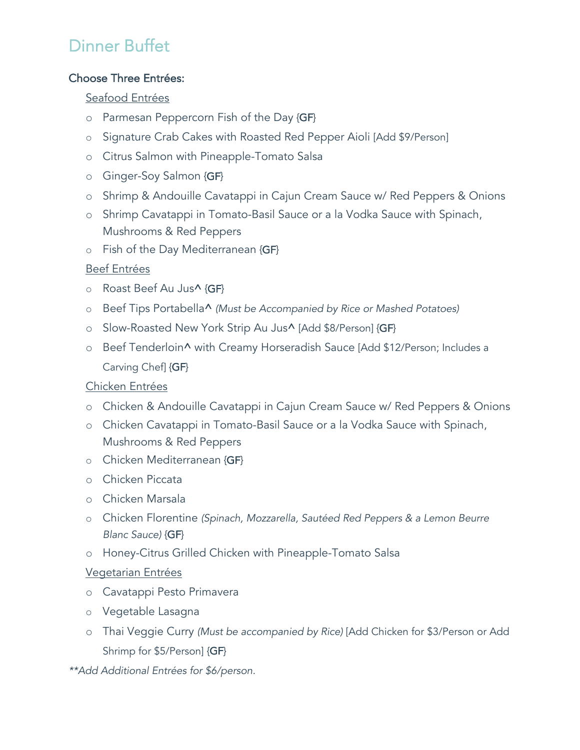# Dinner Buffet

**Choose Three Entrées:**

<u>Seafood Entrées</u>

- Parmesan Peppercorn Fish of the Day {GF}
- Signature Crab Cakes with Roasted Red Pepper Aioli [Add $9/Person]
- Citrus Salmon with Pineapple-Tomato Salsa
- Ginger-Soy Salmon {GF}
- Shrimp & Andouille Cavatappi in Cajun Cream Sauce w/ Red Peppers & Onions
- Shrimp Cavatappi in Tomato-Basil Sauce or a la Vodka Sauce with Spinach, Mushrooms & Red Peppers
- Fish of the Day Mediterranean {GF}

<u>Beef Entrées</u>

- Roast Beef Au Jus^ {GF}
- Beef Tips Portabella^ *(Must be Accompanied by Rice or Mashed Potatoes)*
- Slow-Roasted New York Strip Au Jus^ [Add $8/Person] {GF}
- Beef Tenderloin^ with Creamy Horseradish Sauce [Add $12/Person; Includes a Carving Chef] {GF}

<u>Chicken Entrées</u>

- Chicken & Andouille Cavatappi in Cajun Cream Sauce w/ Red Peppers & Onions
- Chicken Cavatappi in Tomato-Basil Sauce or a la Vodka Sauce with Spinach, Mushrooms & Red Peppers
- Chicken Mediterranean {GF}
- Chicken Piccata
- Chicken Marsala
- Chicken Florentine *(Spinach, Mozzarella, Sautéed Red Peppers & a Lemon Beurre Blanc Sauce)* {GF}
- Honey-Citrus Grilled Chicken with Pineapple-Tomato Salsa

<u>Vegetarian Entrées</u>

- Cavatappi Pesto Primavera
- Vegetable Lasagna
- Thai Veggie Curry *(Must be accompanied by Rice)* [Add Chicken for $3/Person or Add Shrimp for $5/Person] {GF}

*\*\*Add Additional Entrées for $6/person.*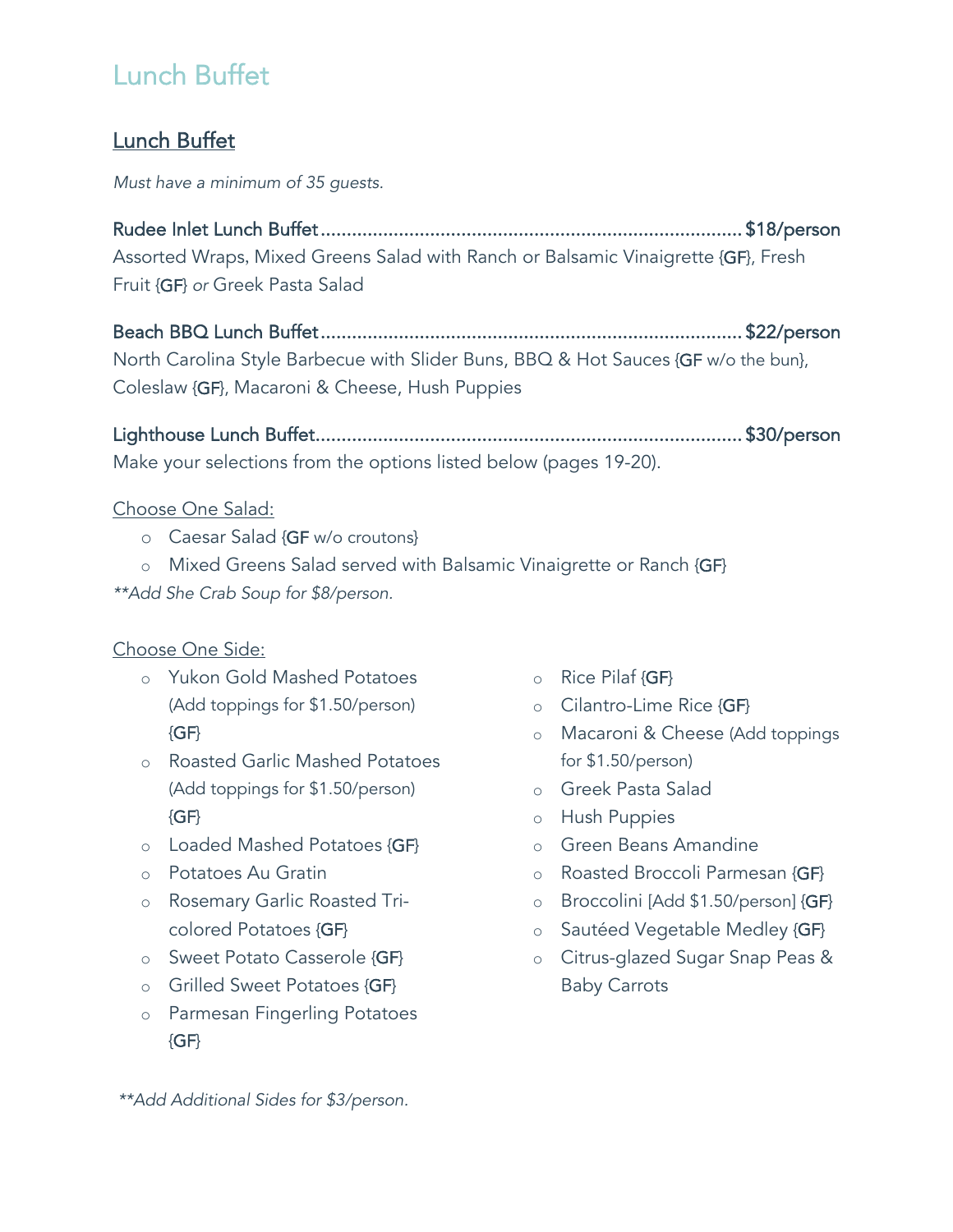# Lunch Buffet

## Lunch Buffet

*Must have a minimum of 35 guests.*

Rudee Inlet Lunch Buffet............................................................................. $18/person
Assorted Wraps, Mixed Greens Salad with Ranch or Balsamic Vinaigrette {GF}, Fresh Fruit {GF} *or* Greek Pasta Salad

Beach BBQ Lunch Buffet............................................................................. $22/person
North Carolina Style Barbecue with Slider Buns, BBQ & Hot Sauces {GF w/o the bun}, Coleslaw {GF}, Macaroni & Cheese, Hush Puppies

Lighthouse Lunch Buffet.............................................................................. $30/person
Make your selections from the options listed below (pages 19-20).

Choose One Salad:

- Caesar Salad {GF w/o croutons}
- Mixed Greens Salad served with Balsamic Vinaigrette or Ranch {GF}

*\*\*Add She Crab Soup for $8/person.*

Choose One Side:

- Yukon Gold Mashed Potatoes (Add toppings for $1.50/person) {GF}
- Roasted Garlic Mashed Potatoes (Add toppings for $1.50/person) {GF}
- Loaded Mashed Potatoes {GF}
- Potatoes Au Gratin
- Rosemary Garlic Roasted Tri-colored Potatoes {GF}
- Sweet Potato Casserole {GF}
- Grilled Sweet Potatoes {GF}
- Parmesan Fingerling Potatoes {GF}
- Rice Pilaf {GF}
- Cilantro-Lime Rice {GF}
- Macaroni & Cheese (Add toppings for $1.50/person)
- Greek Pasta Salad
- Hush Puppies
- Green Beans Amandine
- Roasted Broccoli Parmesan {GF}
- Broccolini [Add $1.50/person] {GF}
- Sautéed Vegetable Medley {GF}
- Citrus-glazed Sugar Snap Peas & Baby Carrots

*\*\*Add Additional Sides for $3/person.*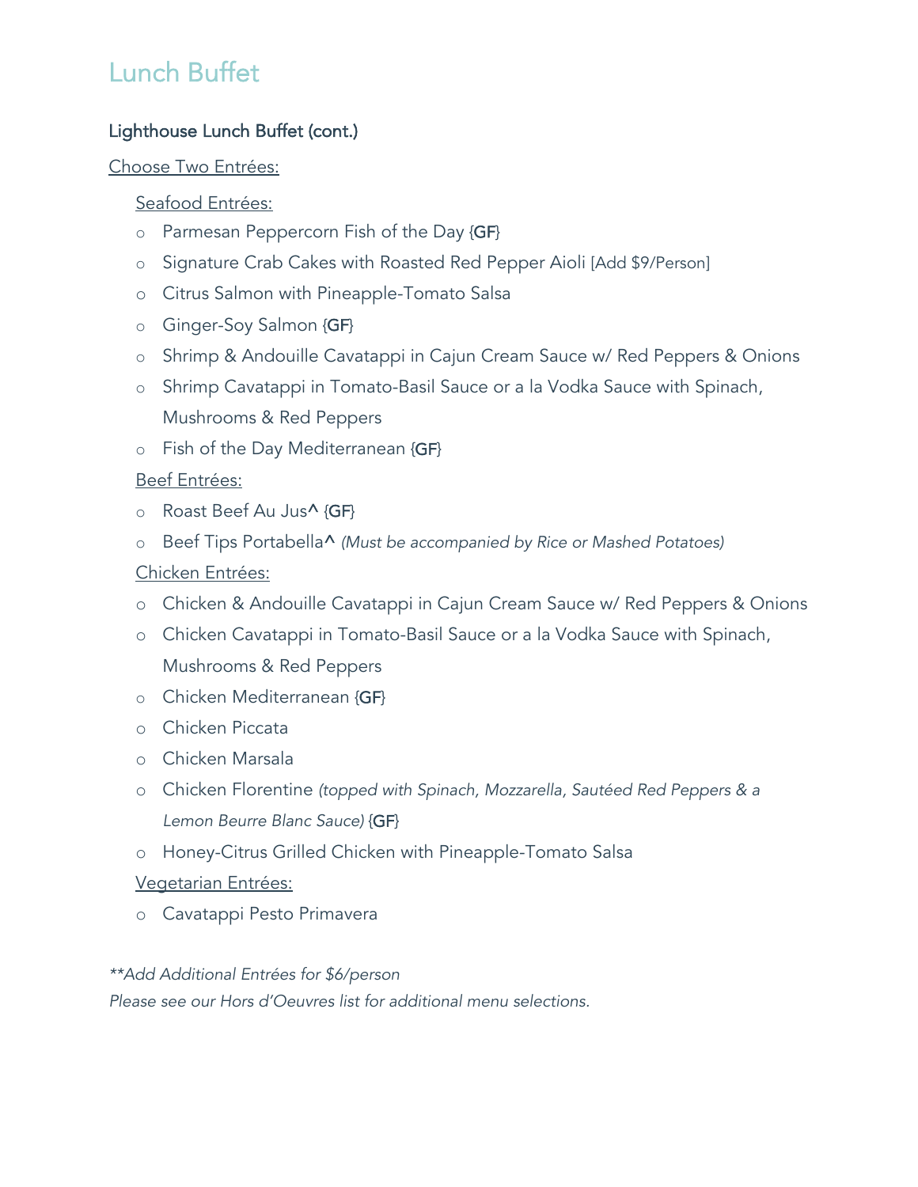# Lunch Buffet

## Lighthouse Lunch Buffet (cont.)

Choose Two Entrées:

Seafood Entrées:

- Parmesan Peppercorn Fish of the Day {GF}
- Signature Crab Cakes with Roasted Red Pepper Aioli [Add $9/Person]
- Citrus Salmon with Pineapple-Tomato Salsa
- Ginger-Soy Salmon {GF}
- Shrimp & Andouille Cavatappi in Cajun Cream Sauce w/ Red Peppers & Onions
- Shrimp Cavatappi in Tomato-Basil Sauce or a la Vodka Sauce with Spinach, Mushrooms & Red Peppers
- Fish of the Day Mediterranean {GF}

Beef Entrées:

- Roast Beef Au Jus^ {GF}
- Beef Tips Portabella^ *(Must be accompanied by Rice or Mashed Potatoes)*

Chicken Entrées:

- Chicken & Andouille Cavatappi in Cajun Cream Sauce w/ Red Peppers & Onions
- Chicken Cavatappi in Tomato-Basil Sauce or a la Vodka Sauce with Spinach, Mushrooms & Red Peppers
- Chicken Mediterranean {GF}
- Chicken Piccata
- Chicken Marsala
- Chicken Florentine *(topped with Spinach, Mozzarella, Sautéed Red Peppers & a Lemon Beurre Blanc Sauce)* {GF}
- Honey-Citrus Grilled Chicken with Pineapple-Tomato Salsa

Vegetarian Entrées:

- Cavatappi Pesto Primavera

*\*\*Add Additional Entrées for $6/person*

*Please see our Hors d'Oeuvres list for additional menu selections.*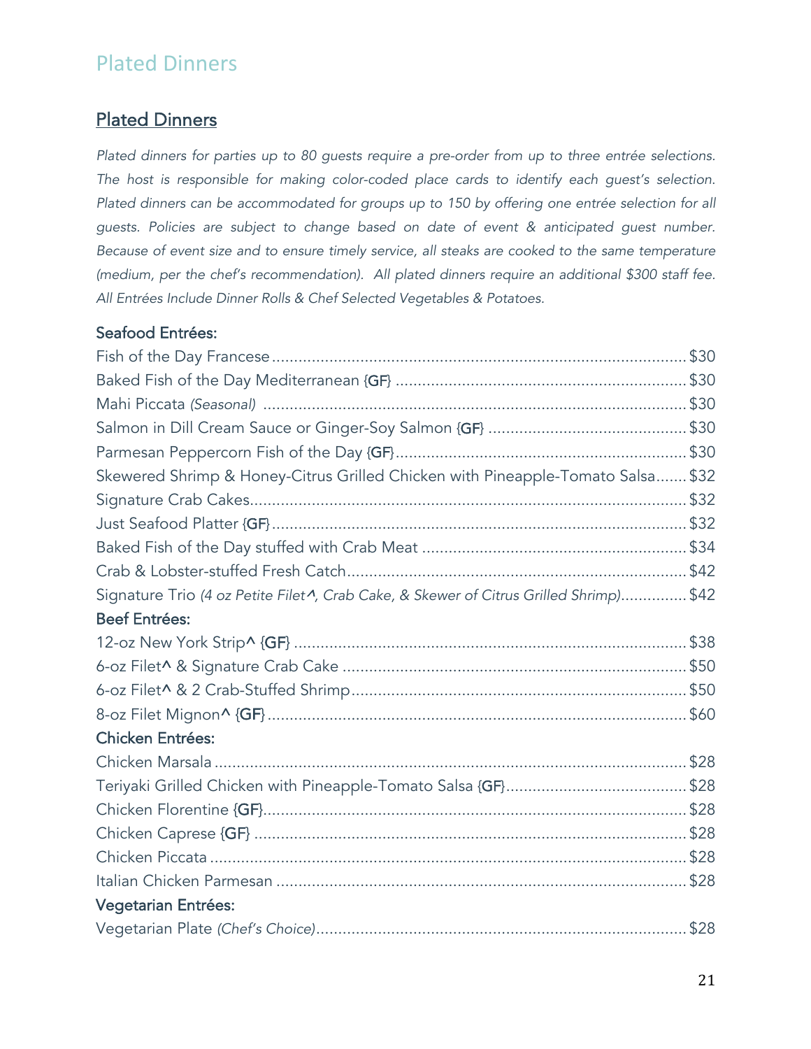# Plated Dinners

## Plated Dinners

*Plated dinners for parties up to 80 guests require a pre-order from up to three entrée selections. The host is responsible for making color-coded place cards to identify each guest's selection. Plated dinners can be accommodated for groups up to 150 by offering one entrée selection for all guests. Policies are subject to change based on date of event & anticipated guest number. Because of event size and to ensure timely service, all steaks are cooked to the same temperature (medium, per the chef's recommendation). All plated dinners require an additional $300 staff fee. All Entrées Include Dinner Rolls & Chef Selected Vegetables & Potatoes.*

### Seafood Entrées:

Fish of the Day Francese ..... $30
Baked Fish of the Day Mediterranean {GF} ..... $30
Mahi Piccata *(Seasonal)* ..... $30
Salmon in Dill Cream Sauce or Ginger-Soy Salmon {GF} ..... $30
Parmesan Peppercorn Fish of the Day {GF} ..... $30
Skewered Shrimp & Honey-Citrus Grilled Chicken with Pineapple-Tomato Salsa ..... $32
Signature Crab Cakes ..... $32
Just Seafood Platter {GF} ..... $32
Baked Fish of the Day stuffed with Crab Meat ..... $34
Crab & Lobster-stuffed Fresh Catch ..... $42
Signature Trio *(4 oz Petite Filet^, Crab Cake, & Skewer of Citrus Grilled Shrimp)* ..... $42

### Beef Entrées:

12-oz New York Strip^ {GF} ..... $38
6-oz Filet^ & Signature Crab Cake ..... $50
6-oz Filet^ & 2 Crab-Stuffed Shrimp ..... $50
8-oz Filet Mignon^ {GF} ..... $60

### Chicken Entrées:

Chicken Marsala ..... $28
Teriyaki Grilled Chicken with Pineapple-Tomato Salsa {GF} ..... $28
Chicken Florentine {GF} ..... $28
Chicken Caprese {GF} ..... $28
Chicken Piccata ..... $28
Italian Chicken Parmesan ..... $28

### Vegetarian Entrées:

Vegetarian Plate *(Chef's Choice)* ..... $28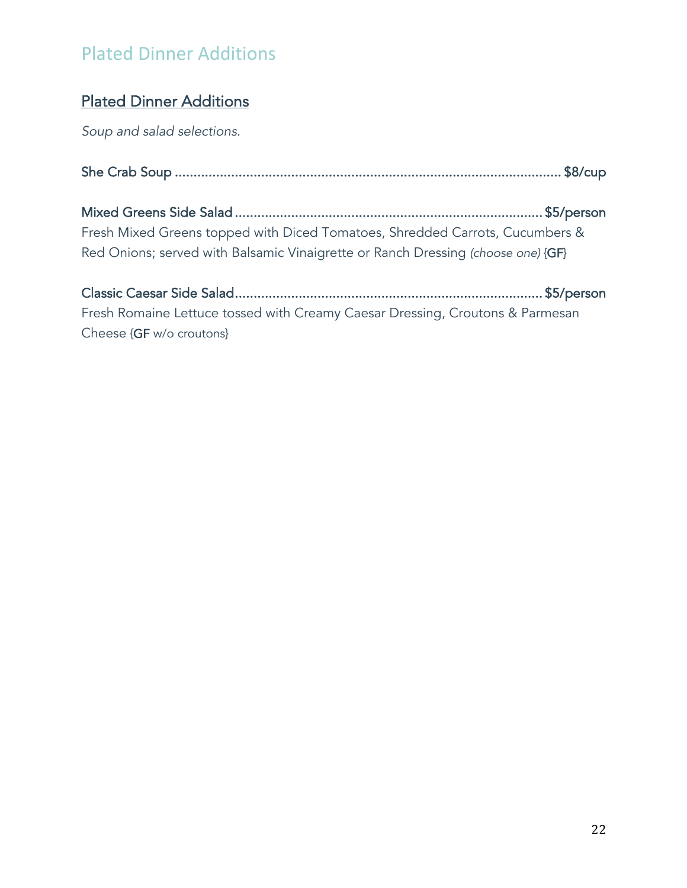# Plated Dinner Additions

## Plated Dinner Additions

*Soup and salad selections.*

**She Crab Soup** ........................................ **$8/cup**

**Mixed Greens Side Salad** ........................................ **$5/person**
Fresh Mixed Greens topped with Diced Tomatoes, Shredded Carrots, Cucumbers & Red Onions; served with Balsamic Vinaigrette or Ranch Dressing *(choose one)* {GF}

**Classic Caesar Side Salad** ........................................ **$5/person**
Fresh Romaine Lettuce tossed with Creamy Caesar Dressing, Croutons & Parmesan Cheese {GF w/o croutons}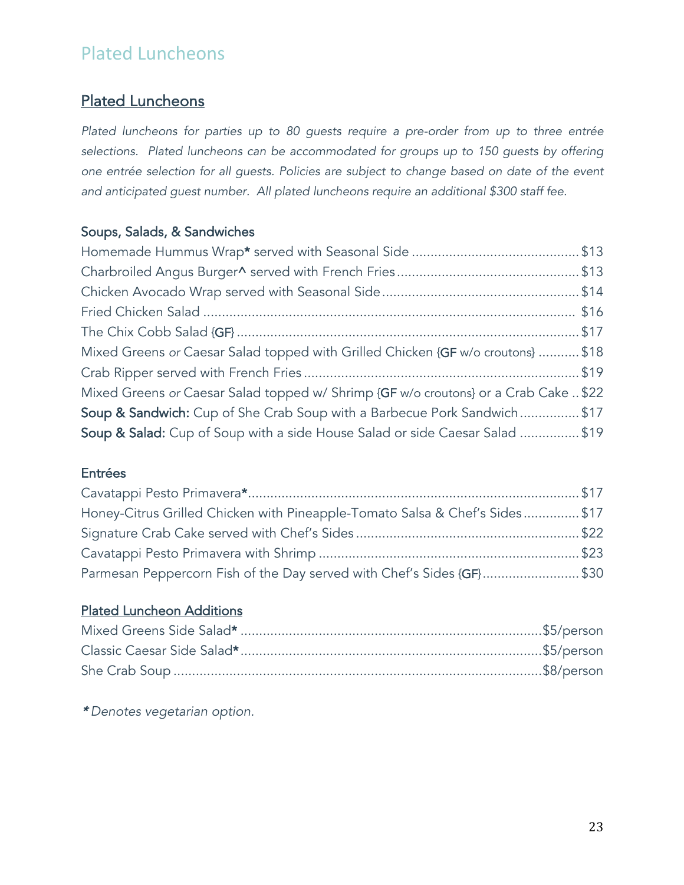# Plated Luncheons

## Plated Luncheons

*Plated luncheons for parties up to 80 guests require a pre-order from up to three entrée selections. Plated luncheons can be accommodated for groups up to 150 guests by offering one entrée selection for all guests. Policies are subject to change based on date of the event and anticipated guest number. All plated luncheons require an additional $300 staff fee.*

### Soups, Salads, & Sandwiches

Homemade Hummus Wrap* served with Seasonal Side ............................................ $13
Charbroiled Angus Burger^ served with French Fries ................................................ $13
Chicken Avocado Wrap served with Seasonal Side .................................................... $14
Fried Chicken Salad ................................................................................................... $16
The Chix Cobb Salad {GF} .......................................................................................... $17
Mixed Greens *or* Caesar Salad topped with Grilled Chicken {GF w/o croutons} ........... $18
Crab Ripper served with French Fries ......................................................................... $19
Mixed Greens *or* Caesar Salad topped w/ Shrimp {GF w/o croutons} or a Crab Cake .. $22
**Soup & Sandwich:** Cup of She Crab Soup with a Barbecue Pork Sandwich ................ $17
**Soup & Salad:** Cup of Soup with a side House Salad or side Caesar Salad ................ $19

### Entrées

Cavatappi Pesto Primavera* ........................................................................................ $17
Honey-Citrus Grilled Chicken with Pineapple-Tomato Salsa & Chef's Sides ............... $17
Signature Crab Cake served with Chef's Sides ........................................................... $22
Cavatappi Pesto Primavera with Shrimp ..................................................................... $23
Parmesan Peppercorn Fish of the Day served with Chef's Sides {GF} .......................... $30

### Plated Luncheon Additions

Mixed Greens Side Salad* ................................................................................ $5/person
Classic Caesar Side Salad* ................................................................................ $5/person
She Crab Soup .................................................................................................. $8/person

*\* Denotes vegetarian option.*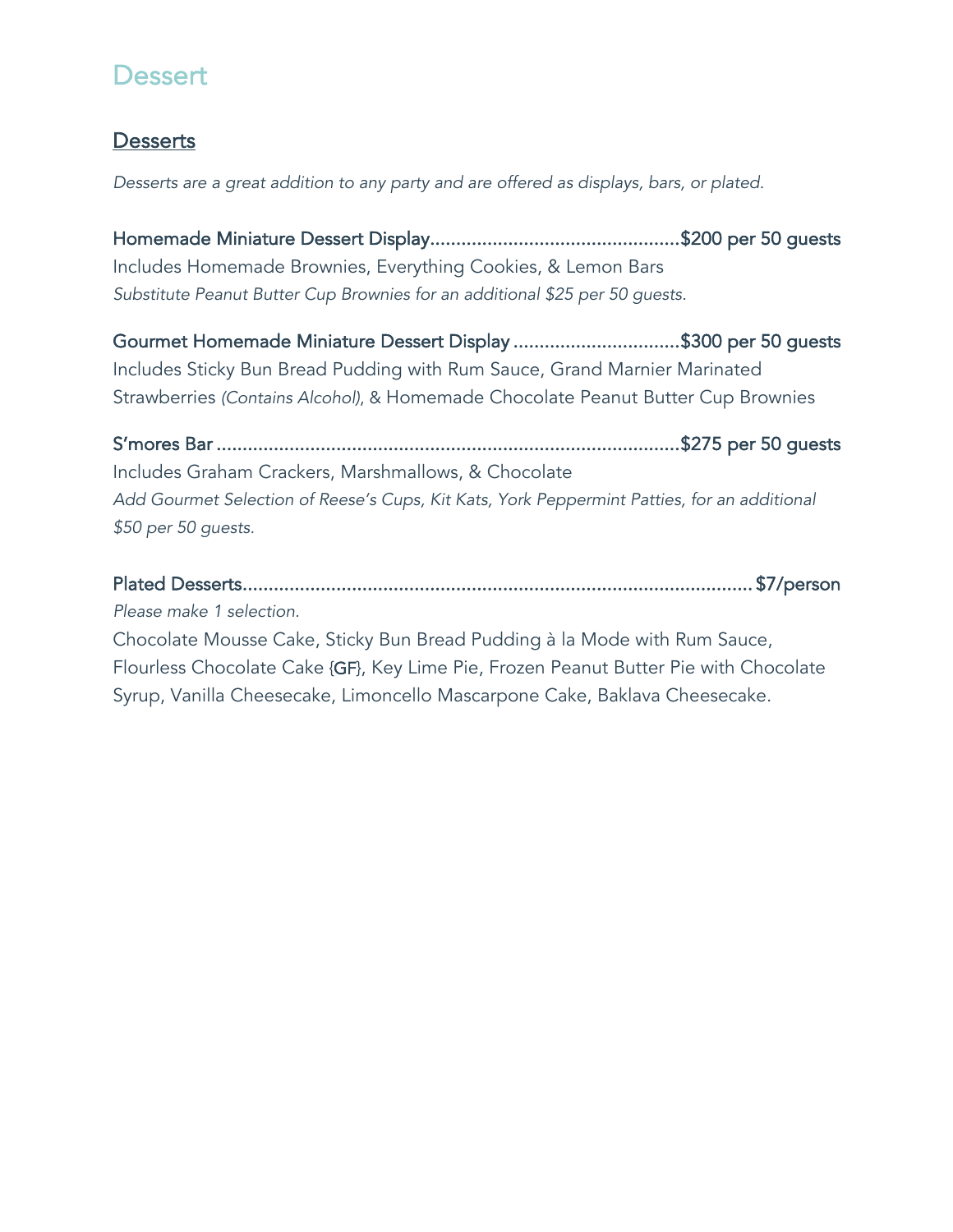# Dessert

## Desserts

*Desserts are a great addition to any party and are offered as displays, bars, or plated.*

Homemade Miniature Dessert Display................................................$200 per 50 guests
Includes Homemade Brownies, Everything Cookies, & Lemon Bars
*Substitute Peanut Butter Cup Brownies for an additional $25 per 50 guests.*

Gourmet Homemade Miniature Dessert Display ................................$300 per 50 guests
Includes Sticky Bun Bread Pudding with Rum Sauce, Grand Marnier Marinated Strawberries *(Contains Alcohol)*, & Homemade Chocolate Peanut Butter Cup Brownies

S'mores Bar ........................................................................................$275 per 50 guests
Includes Graham Crackers, Marshmallows, & Chocolate
*Add Gourmet Selection of Reese's Cups, Kit Kats, York Peppermint Patties, for an additional $50 per 50 guests.*

Plated Desserts.................................................................................................$7/person
*Please make 1 selection.*
Chocolate Mousse Cake, Sticky Bun Bread Pudding à la Mode with Rum Sauce, Flourless Chocolate Cake {GF}, Key Lime Pie, Frozen Peanut Butter Pie with Chocolate Syrup, Vanilla Cheesecake, Limoncello Mascarpone Cake, Baklava Cheesecake.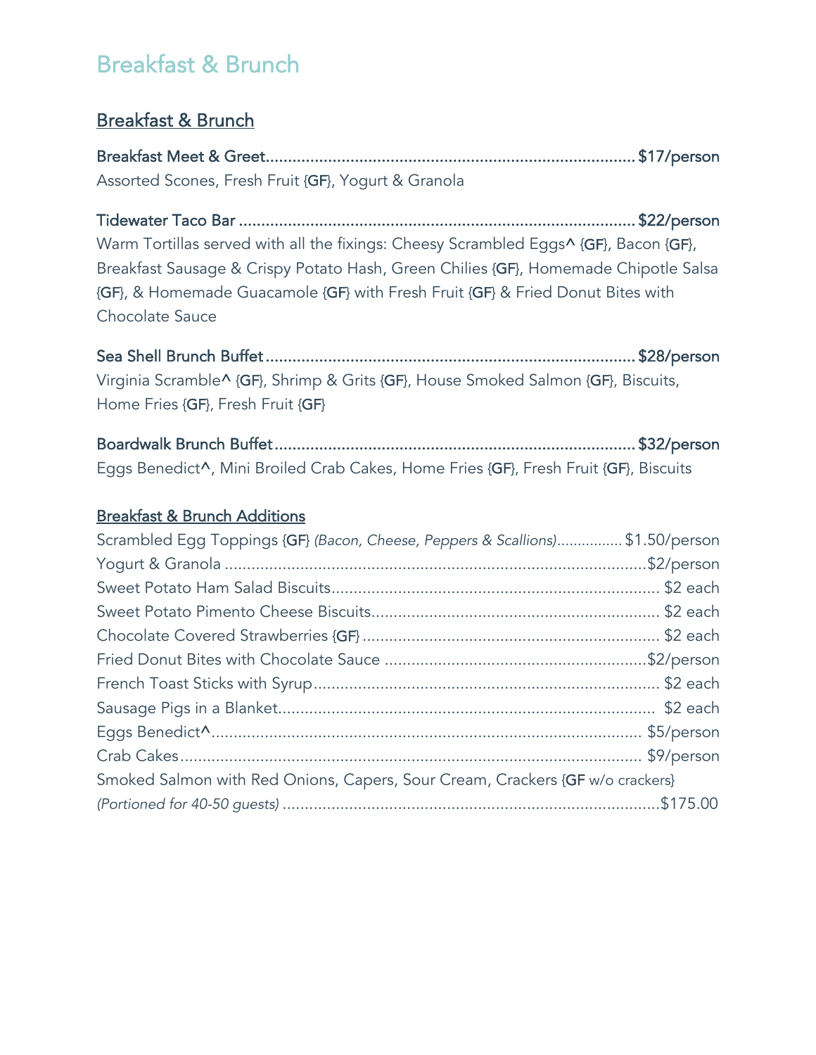# Breakfast & Brunch

## Breakfast & Brunch

**Breakfast Meet & Greet** ........ **$17/person**
Assorted Scones, Fresh Fruit {GF}, Yogurt & Granola

**Tidewater Taco Bar** ........ **$22/person**
Warm Tortillas served with all the fixings: Cheesy Scrambled Eggs^ {GF}, Bacon {GF}, Breakfast Sausage & Crispy Potato Hash, Green Chilies {GF}, Homemade Chipotle Salsa {GF}, & Homemade Guacamole {GF} with Fresh Fruit {GF} & Fried Donut Bites with Chocolate Sauce

**Sea Shell Brunch Buffet** ........ **$28/person**
Virginia Scramble^ {GF}, Shrimp & Grits {GF}, House Smoked Salmon {GF}, Biscuits, Home Fries {GF}, Fresh Fruit {GF}

**Boardwalk Brunch Buffet** ........ **$32/person**
Eggs Benedict^, Mini Broiled Crab Cakes, Home Fries {GF}, Fresh Fruit {GF}, Biscuits

## Breakfast & Brunch Additions

Scrambled Egg Toppings {GF} *(Bacon, Cheese, Peppers & Scallions)* ........ $1.50/person
Yogurt & Granola ........ $2/person
Sweet Potato Ham Salad Biscuits ........ $2 each
Sweet Potato Pimento Cheese Biscuits ........ $2 each
Chocolate Covered Strawberries {GF} ........ $2 each
Fried Donut Bites with Chocolate Sauce ........ $2/person
French Toast Sticks with Syrup ........ $2 each
Sausage Pigs in a Blanket ........ $2 each
Eggs Benedict^ ........ $5/person
Crab Cakes ........ $9/person
Smoked Salmon with Red Onions, Capers, Sour Cream, Crackers {GF w/o crackers}
*(Portioned for 40-50 guests)* ........ $175.00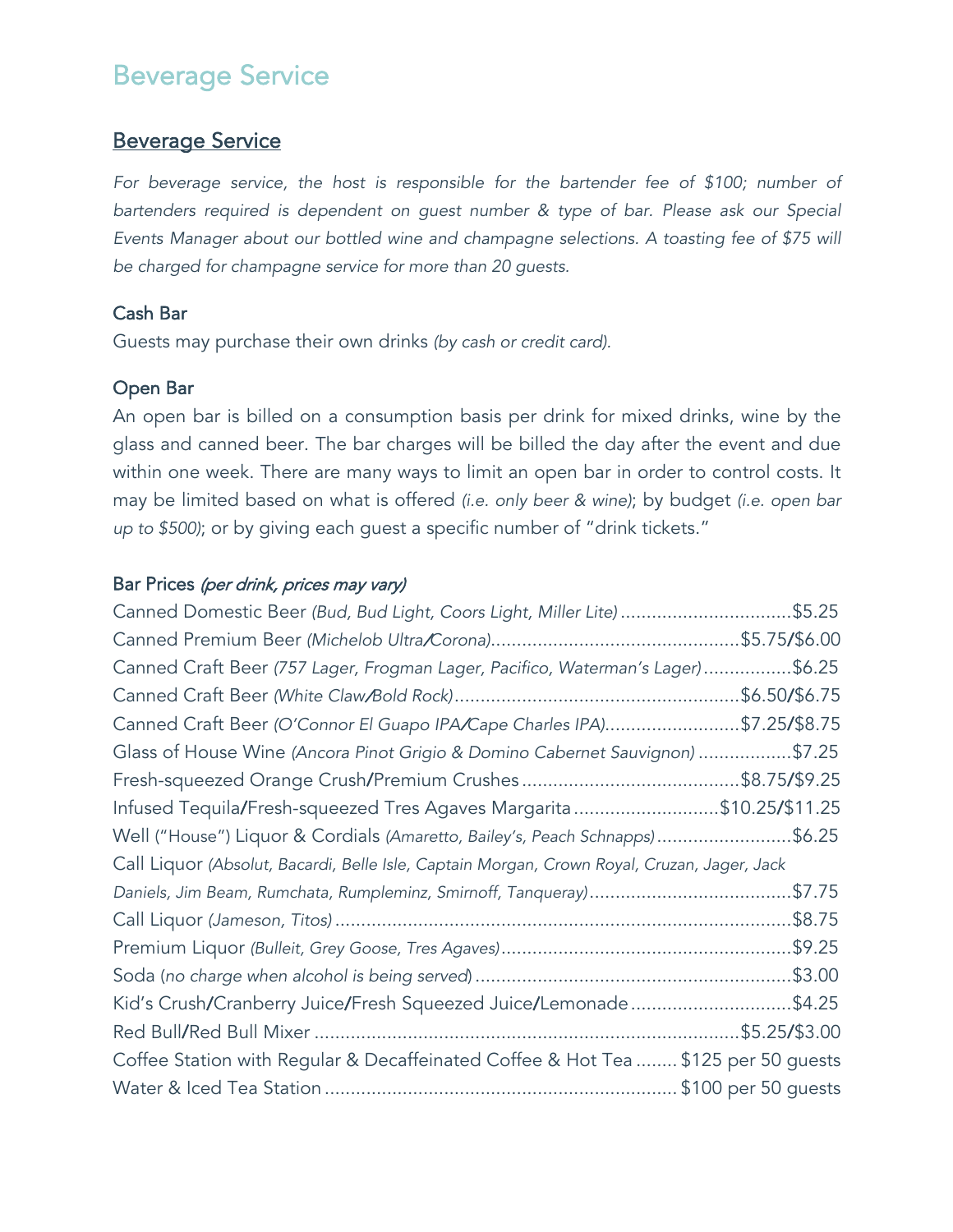# Beverage Service

## Beverage Service

*For beverage service, the host is responsible for the bartender fee of $100; number of bartenders required is dependent on guest number & type of bar. Please ask our Special Events Manager about our bottled wine and champagne selections. A toasting fee of $75 will be charged for champagne service for more than 20 guests.*

### Cash Bar

Guests may purchase their own drinks *(by cash or credit card).*

### Open Bar

An open bar is billed on a consumption basis per drink for mixed drinks, wine by the glass and canned beer. The bar charges will be billed the day after the event and due within one week. There are many ways to limit an open bar in order to control costs. It may be limited based on what is offered *(i.e. only beer & wine)*; by budget *(i.e. open bar up to $500)*; or by giving each guest a specific number of "drink tickets."

### Bar Prices *(per drink, prices may vary)*

Canned Domestic Beer *(Bud, Bud Light, Coors Light, Miller Lite)* ................................. $5.25
Canned Premium Beer *(Michelob Ultra/Corona)* ................................................ $5.75/$6.00
Canned Craft Beer *(757 Lager, Frogman Lager, Pacifico, Waterman's Lager)* ................. $6.25
Canned Craft Beer *(White Claw/Bold Rock)* ...................................................... $6.50/$6.75
Canned Craft Beer *(O'Connor El Guapo IPA/Cape Charles IPA)* .......................... $7.25/$8.75
Glass of House Wine *(Ancora Pinot Grigio & Domino Cabernet Sauvignon)* .................. $7.25
Fresh-squeezed Orange Crush/Premium Crushes .......................................... $8.75/$9.25
Infused Tequila/Fresh-squeezed Tres Agaves Margarita ............................ $10.25/$11.25
Well ("House") Liquor & Cordials *(Amaretto, Bailey's, Peach Schnapps)* .......................... $6.25
Call Liquor *(Absolut, Bacardi, Belle Isle, Captain Morgan, Crown Royal, Cruzan, Jager, Jack Daniels, Jim Beam, Rumchata, Rumpleminz, Smirnoff, Tanqueray)* ....................................... $7.75
Call Liquor *(Jameson, Titos)* ....................................................................................... $8.75
Premium Liquor *(Bulleit, Grey Goose, Tres Agaves)* ....................................................... $9.25
Soda (*no charge when alcohol is being served*) ............................................................ $3.00
Kid's Crush/Cranberry Juice/Fresh Squeezed Juice/Lemonade ............................... $4.25
Red Bull/Red Bull Mixer .................................................................................. $5.25/$3.00
Coffee Station with Regular & Decaffeinated Coffee & Hot Tea ........ $125 per 50 guests
Water & Iced Tea Station ................................................................... $100 per 50 guests